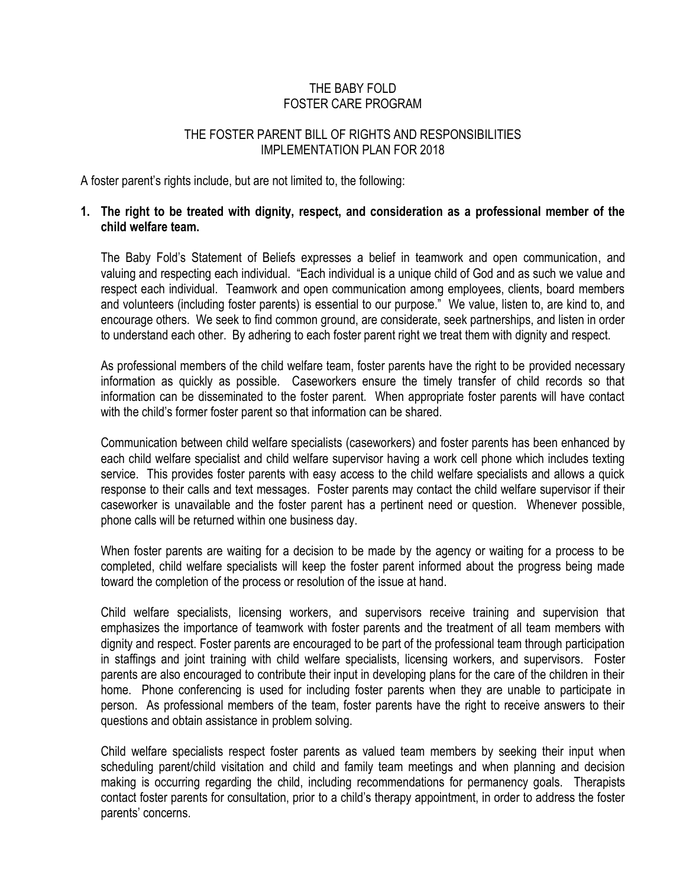# THE BABY FOLD
# FOSTER CARE PROGRAM

## THE FOSTER PARENT BILL OF RIGHTS AND RESPONSIBILITIES IMPLEMENTATION PLAN FOR 2018

A foster parent's rights include, but are not limited to, the following:

**1. The right to be treated with dignity, respect, and consideration as a professional member of the child welfare team.**

The Baby Fold's Statement of Beliefs expresses a belief in teamwork and open communication, and valuing and respecting each individual. "Each individual is a unique child of God and as such we value and respect each individual. Teamwork and open communication among employees, clients, board members and volunteers (including foster parents) is essential to our purpose." We value, listen to, are kind to, and encourage others. We seek to find common ground, are considerate, seek partnerships, and listen in order to understand each other. By adhering to each foster parent right we treat them with dignity and respect.

As professional members of the child welfare team, foster parents have the right to be provided necessary information as quickly as possible. Caseworkers ensure the timely transfer of child records so that information can be disseminated to the foster parent. When appropriate foster parents will have contact with the child's former foster parent so that information can be shared.

Communication between child welfare specialists (caseworkers) and foster parents has been enhanced by each child welfare specialist and child welfare supervisor having a work cell phone which includes texting service. This provides foster parents with easy access to the child welfare specialists and allows a quick response to their calls and text messages. Foster parents may contact the child welfare supervisor if their caseworker is unavailable and the foster parent has a pertinent need or question. Whenever possible, phone calls will be returned within one business day.

When foster parents are waiting for a decision to be made by the agency or waiting for a process to be completed, child welfare specialists will keep the foster parent informed about the progress being made toward the completion of the process or resolution of the issue at hand.

Child welfare specialists, licensing workers, and supervisors receive training and supervision that emphasizes the importance of teamwork with foster parents and the treatment of all team members with dignity and respect. Foster parents are encouraged to be part of the professional team through participation in staffings and joint training with child welfare specialists, licensing workers, and supervisors. Foster parents are also encouraged to contribute their input in developing plans for the care of the children in their home. Phone conferencing is used for including foster parents when they are unable to participate in person. As professional members of the team, foster parents have the right to receive answers to their questions and obtain assistance in problem solving.

Child welfare specialists respect foster parents as valued team members by seeking their input when scheduling parent/child visitation and child and family team meetings and when planning and decision making is occurring regarding the child, including recommendations for permanency goals. Therapists contact foster parents for consultation, prior to a child's therapy appointment, in order to address the foster parents' concerns.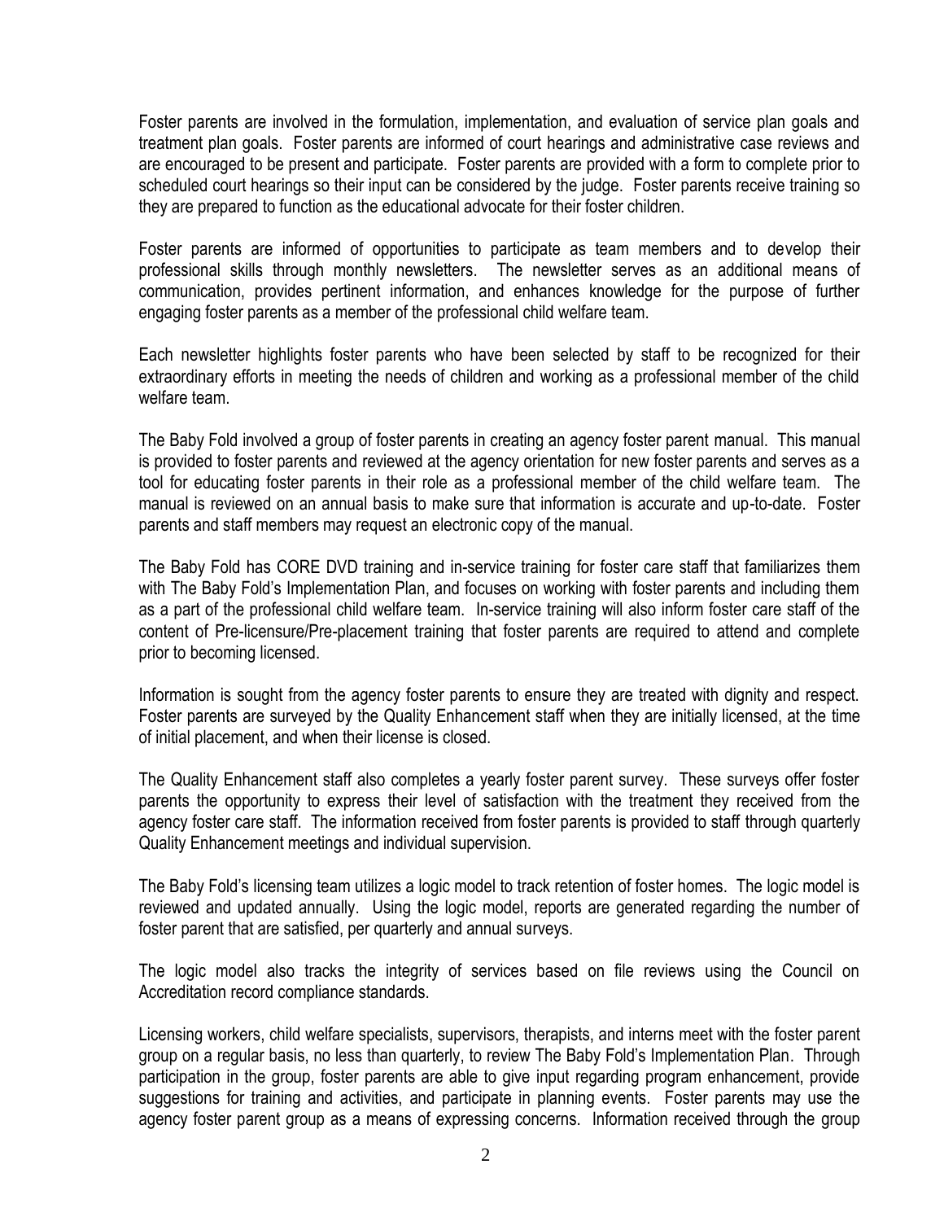Foster parents are involved in the formulation, implementation, and evaluation of service plan goals and treatment plan goals. Foster parents are informed of court hearings and administrative case reviews and are encouraged to be present and participate. Foster parents are provided with a form to complete prior to scheduled court hearings so their input can be considered by the judge. Foster parents receive training so they are prepared to function as the educational advocate for their foster children.

Foster parents are informed of opportunities to participate as team members and to develop their professional skills through monthly newsletters. The newsletter serves as an additional means of communication, provides pertinent information, and enhances knowledge for the purpose of further engaging foster parents as a member of the professional child welfare team.

Each newsletter highlights foster parents who have been selected by staff to be recognized for their extraordinary efforts in meeting the needs of children and working as a professional member of the child welfare team.

The Baby Fold involved a group of foster parents in creating an agency foster parent manual. This manual is provided to foster parents and reviewed at the agency orientation for new foster parents and serves as a tool for educating foster parents in their role as a professional member of the child welfare team. The manual is reviewed on an annual basis to make sure that information is accurate and up-to-date. Foster parents and staff members may request an electronic copy of the manual.

The Baby Fold has CORE DVD training and in-service training for foster care staff that familiarizes them with The Baby Fold's Implementation Plan, and focuses on working with foster parents and including them as a part of the professional child welfare team. In-service training will also inform foster care staff of the content of Pre-licensure/Pre-placement training that foster parents are required to attend and complete prior to becoming licensed.

Information is sought from the agency foster parents to ensure they are treated with dignity and respect. Foster parents are surveyed by the Quality Enhancement staff when they are initially licensed, at the time of initial placement, and when their license is closed.

The Quality Enhancement staff also completes a yearly foster parent survey. These surveys offer foster parents the opportunity to express their level of satisfaction with the treatment they received from the agency foster care staff. The information received from foster parents is provided to staff through quarterly Quality Enhancement meetings and individual supervision.

The Baby Fold's licensing team utilizes a logic model to track retention of foster homes. The logic model is reviewed and updated annually. Using the logic model, reports are generated regarding the number of foster parent that are satisfied, per quarterly and annual surveys.

The logic model also tracks the integrity of services based on file reviews using the Council on Accreditation record compliance standards.

Licensing workers, child welfare specialists, supervisors, therapists, and interns meet with the foster parent group on a regular basis, no less than quarterly, to review The Baby Fold's Implementation Plan. Through participation in the group, foster parents are able to give input regarding program enhancement, provide suggestions for training and activities, and participate in planning events. Foster parents may use the agency foster parent group as a means of expressing concerns. Information received through the group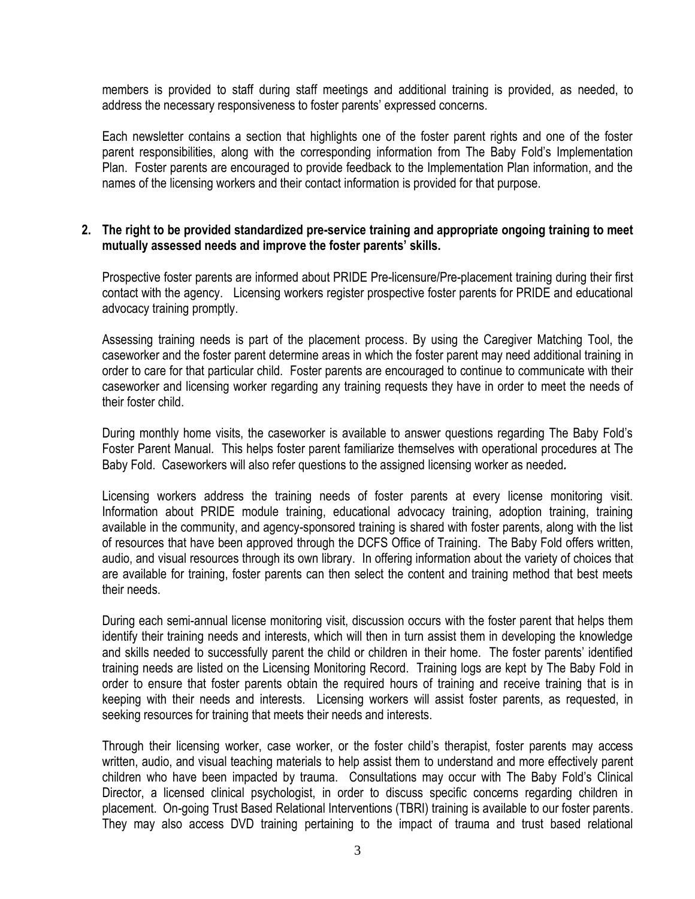members is provided to staff during staff meetings and additional training is provided, as needed, to address the necessary responsiveness to foster parents' expressed concerns.

Each newsletter contains a section that highlights one of the foster parent rights and one of the foster parent responsibilities, along with the corresponding information from The Baby Fold's Implementation Plan. Foster parents are encouraged to provide feedback to the Implementation Plan information, and the names of the licensing workers and their contact information is provided for that purpose.

**2. The right to be provided standardized pre-service training and appropriate ongoing training to meet mutually assessed needs and improve the foster parents' skills.**

Prospective foster parents are informed about PRIDE Pre-licensure/Pre-placement training during their first contact with the agency. Licensing workers register prospective foster parents for PRIDE and educational advocacy training promptly.

Assessing training needs is part of the placement process. By using the Caregiver Matching Tool, the caseworker and the foster parent determine areas in which the foster parent may need additional training in order to care for that particular child. Foster parents are encouraged to continue to communicate with their caseworker and licensing worker regarding any training requests they have in order to meet the needs of their foster child.

During monthly home visits, the caseworker is available to answer questions regarding The Baby Fold's Foster Parent Manual. This helps foster parent familiarize themselves with operational procedures at The Baby Fold. Caseworkers will also refer questions to the assigned licensing worker as needed*.*

Licensing workers address the training needs of foster parents at every license monitoring visit. Information about PRIDE module training, educational advocacy training, adoption training, training available in the community, and agency-sponsored training is shared with foster parents, along with the list of resources that have been approved through the DCFS Office of Training. The Baby Fold offers written, audio, and visual resources through its own library. In offering information about the variety of choices that are available for training, foster parents can then select the content and training method that best meets their needs.

During each semi-annual license monitoring visit, discussion occurs with the foster parent that helps them identify their training needs and interests, which will then in turn assist them in developing the knowledge and skills needed to successfully parent the child or children in their home. The foster parents' identified training needs are listed on the Licensing Monitoring Record. Training logs are kept by The Baby Fold in order to ensure that foster parents obtain the required hours of training and receive training that is in keeping with their needs and interests. Licensing workers will assist foster parents, as requested, in seeking resources for training that meets their needs and interests.

Through their licensing worker, case worker, or the foster child's therapist, foster parents may access written, audio, and visual teaching materials to help assist them to understand and more effectively parent children who have been impacted by trauma. Consultations may occur with The Baby Fold's Clinical Director, a licensed clinical psychologist, in order to discuss specific concerns regarding children in placement. On-going Trust Based Relational Interventions (TBRI) training is available to our foster parents. They may also access DVD training pertaining to the impact of trauma and trust based relational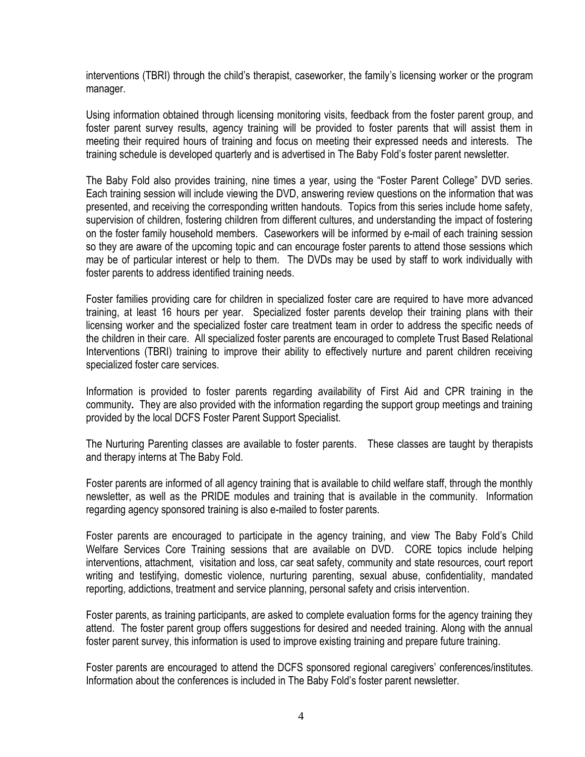interventions (TBRI) through the child's therapist, caseworker, the family's licensing worker or the program manager.

Using information obtained through licensing monitoring visits, feedback from the foster parent group, and foster parent survey results, agency training will be provided to foster parents that will assist them in meeting their required hours of training and focus on meeting their expressed needs and interests. The training schedule is developed quarterly and is advertised in The Baby Fold's foster parent newsletter.

The Baby Fold also provides training, nine times a year, using the "Foster Parent College" DVD series. Each training session will include viewing the DVD, answering review questions on the information that was presented, and receiving the corresponding written handouts. Topics from this series include home safety, supervision of children, fostering children from different cultures, and understanding the impact of fostering on the foster family household members. Caseworkers will be informed by e-mail of each training session so they are aware of the upcoming topic and can encourage foster parents to attend those sessions which may be of particular interest or help to them. The DVDs may be used by staff to work individually with foster parents to address identified training needs.

Foster families providing care for children in specialized foster care are required to have more advanced training, at least 16 hours per year. Specialized foster parents develop their training plans with their licensing worker and the specialized foster care treatment team in order to address the specific needs of the children in their care. All specialized foster parents are encouraged to complete Trust Based Relational Interventions (TBRI) training to improve their ability to effectively nurture and parent children receiving specialized foster care services.

Information is provided to foster parents regarding availability of First Aid and CPR training in the community. They are also provided with the information regarding the support group meetings and training provided by the local DCFS Foster Parent Support Specialist.

The Nurturing Parenting classes are available to foster parents. These classes are taught by therapists and therapy interns at The Baby Fold.

Foster parents are informed of all agency training that is available to child welfare staff, through the monthly newsletter, as well as the PRIDE modules and training that is available in the community. Information regarding agency sponsored training is also e-mailed to foster parents.

Foster parents are encouraged to participate in the agency training, and view The Baby Fold's Child Welfare Services Core Training sessions that are available on DVD. CORE topics include helping interventions, attachment, visitation and loss, car seat safety, community and state resources, court report writing and testifying, domestic violence, nurturing parenting, sexual abuse, confidentiality, mandated reporting, addictions, treatment and service planning, personal safety and crisis intervention.

Foster parents, as training participants, are asked to complete evaluation forms for the agency training they attend. The foster parent group offers suggestions for desired and needed training. Along with the annual foster parent survey, this information is used to improve existing training and prepare future training.

Foster parents are encouraged to attend the DCFS sponsored regional caregivers' conferences/institutes. Information about the conferences is included in The Baby Fold's foster parent newsletter.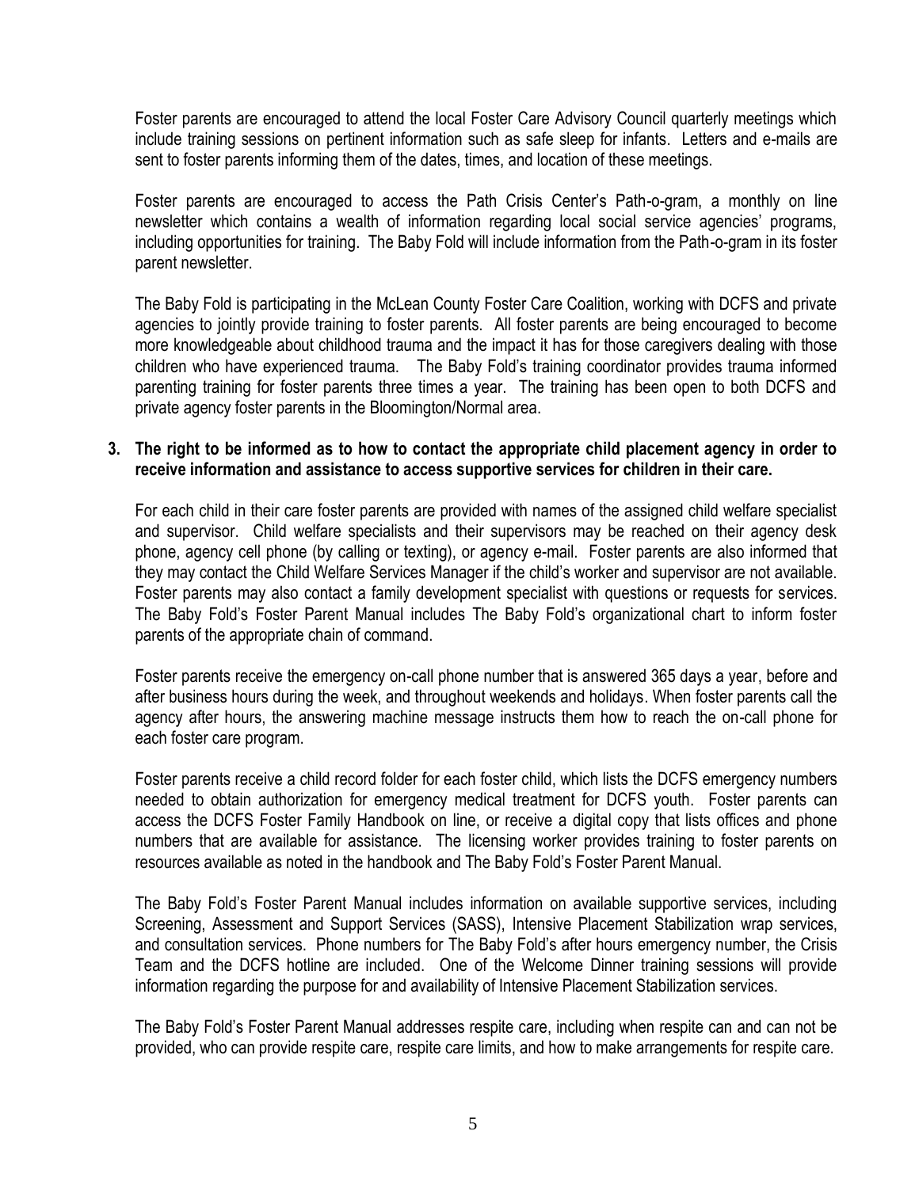Foster parents are encouraged to attend the local Foster Care Advisory Council quarterly meetings which include training sessions on pertinent information such as safe sleep for infants. Letters and e-mails are sent to foster parents informing them of the dates, times, and location of these meetings.

Foster parents are encouraged to access the Path Crisis Center's Path-o-gram, a monthly on line newsletter which contains a wealth of information regarding local social service agencies' programs, including opportunities for training. The Baby Fold will include information from the Path-o-gram in its foster parent newsletter.

The Baby Fold is participating in the McLean County Foster Care Coalition, working with DCFS and private agencies to jointly provide training to foster parents. All foster parents are being encouraged to become more knowledgeable about childhood trauma and the impact it has for those caregivers dealing with those children who have experienced trauma. The Baby Fold's training coordinator provides trauma informed parenting training for foster parents three times a year. The training has been open to both DCFS and private agency foster parents in the Bloomington/Normal area.

**3. The right to be informed as to how to contact the appropriate child placement agency in order to receive information and assistance to access supportive services for children in their care.**

For each child in their care foster parents are provided with names of the assigned child welfare specialist and supervisor. Child welfare specialists and their supervisors may be reached on their agency desk phone, agency cell phone (by calling or texting), or agency e-mail. Foster parents are also informed that they may contact the Child Welfare Services Manager if the child's worker and supervisor are not available. Foster parents may also contact a family development specialist with questions or requests for services. The Baby Fold's Foster Parent Manual includes The Baby Fold's organizational chart to inform foster parents of the appropriate chain of command.

Foster parents receive the emergency on-call phone number that is answered 365 days a year, before and after business hours during the week, and throughout weekends and holidays. When foster parents call the agency after hours, the answering machine message instructs them how to reach the on-call phone for each foster care program.

Foster parents receive a child record folder for each foster child, which lists the DCFS emergency numbers needed to obtain authorization for emergency medical treatment for DCFS youth. Foster parents can access the DCFS Foster Family Handbook on line, or receive a digital copy that lists offices and phone numbers that are available for assistance. The licensing worker provides training to foster parents on resources available as noted in the handbook and The Baby Fold's Foster Parent Manual.

The Baby Fold's Foster Parent Manual includes information on available supportive services, including Screening, Assessment and Support Services (SASS), Intensive Placement Stabilization wrap services, and consultation services. Phone numbers for The Baby Fold's after hours emergency number, the Crisis Team and the DCFS hotline are included. One of the Welcome Dinner training sessions will provide information regarding the purpose for and availability of Intensive Placement Stabilization services.

The Baby Fold's Foster Parent Manual addresses respite care, including when respite can and can not be provided, who can provide respite care, respite care limits, and how to make arrangements for respite care.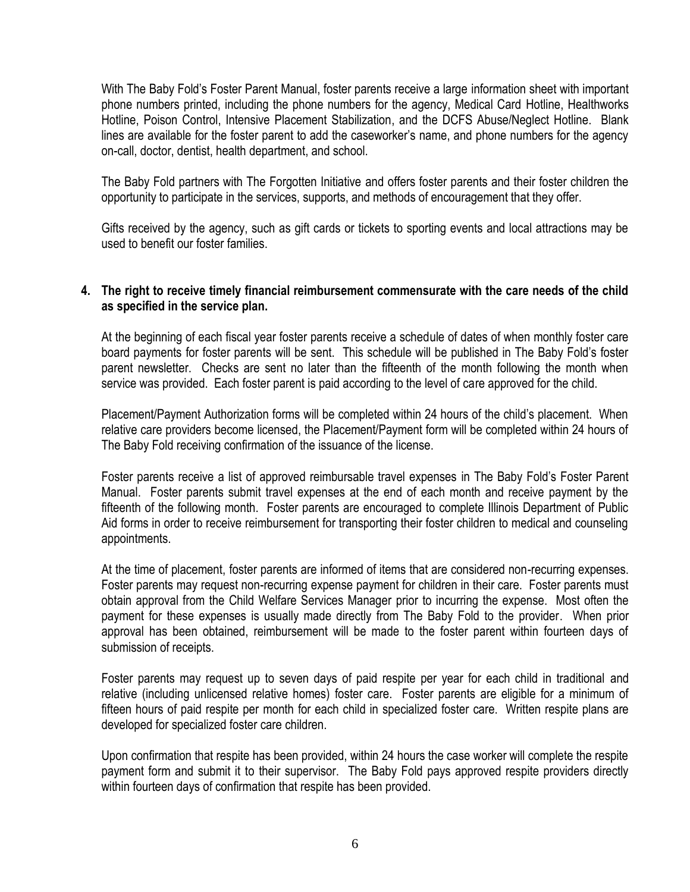With The Baby Fold's Foster Parent Manual, foster parents receive a large information sheet with important phone numbers printed, including the phone numbers for the agency, Medical Card Hotline, Healthworks Hotline, Poison Control, Intensive Placement Stabilization, and the DCFS Abuse/Neglect Hotline. Blank lines are available for the foster parent to add the caseworker's name, and phone numbers for the agency on-call, doctor, dentist, health department, and school.

The Baby Fold partners with The Forgotten Initiative and offers foster parents and their foster children the opportunity to participate in the services, supports, and methods of encouragement that they offer.

Gifts received by the agency, such as gift cards or tickets to sporting events and local attractions may be used to benefit our foster families.

**4. The right to receive timely financial reimbursement commensurate with the care needs of the child as specified in the service plan.**

At the beginning of each fiscal year foster parents receive a schedule of dates of when monthly foster care board payments for foster parents will be sent. This schedule will be published in The Baby Fold's foster parent newsletter. Checks are sent no later than the fifteenth of the month following the month when service was provided. Each foster parent is paid according to the level of care approved for the child.

Placement/Payment Authorization forms will be completed within 24 hours of the child's placement. When relative care providers become licensed, the Placement/Payment form will be completed within 24 hours of The Baby Fold receiving confirmation of the issuance of the license.

Foster parents receive a list of approved reimbursable travel expenses in The Baby Fold's Foster Parent Manual. Foster parents submit travel expenses at the end of each month and receive payment by the fifteenth of the following month. Foster parents are encouraged to complete Illinois Department of Public Aid forms in order to receive reimbursement for transporting their foster children to medical and counseling appointments.

At the time of placement, foster parents are informed of items that are considered non-recurring expenses. Foster parents may request non-recurring expense payment for children in their care. Foster parents must obtain approval from the Child Welfare Services Manager prior to incurring the expense. Most often the payment for these expenses is usually made directly from The Baby Fold to the provider. When prior approval has been obtained, reimbursement will be made to the foster parent within fourteen days of submission of receipts.

Foster parents may request up to seven days of paid respite per year for each child in traditional and relative (including unlicensed relative homes) foster care. Foster parents are eligible for a minimum of fifteen hours of paid respite per month for each child in specialized foster care. Written respite plans are developed for specialized foster care children.

Upon confirmation that respite has been provided, within 24 hours the case worker will complete the respite payment form and submit it to their supervisor. The Baby Fold pays approved respite providers directly within fourteen days of confirmation that respite has been provided.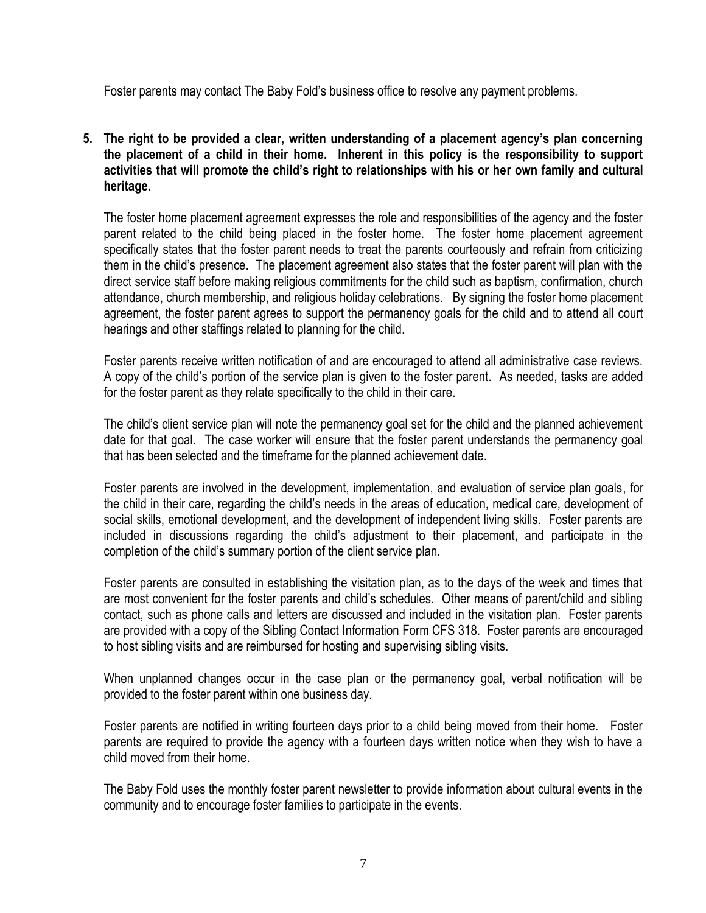Foster parents may contact The Baby Fold's business office to resolve any payment problems.

5. **The right to be provided a clear, written understanding of a placement agency's plan concerning the placement of a child in their home. Inherent in this policy is the responsibility to support activities that will promote the child's right to relationships with his or her own family and cultural heritage.**

   The foster home placement agreement expresses the role and responsibilities of the agency and the foster parent related to the child being placed in the foster home. The foster home placement agreement specifically states that the foster parent needs to treat the parents courteously and refrain from criticizing them in the child's presence. The placement agreement also states that the foster parent will plan with the direct service staff before making religious commitments for the child such as baptism, confirmation, church attendance, church membership, and religious holiday celebrations. By signing the foster home placement agreement, the foster parent agrees to support the permanency goals for the child and to attend all court hearings and other staffings related to planning for the child.

   Foster parents receive written notification of and are encouraged to attend all administrative case reviews. A copy of the child's portion of the service plan is given to the foster parent. As needed, tasks are added for the foster parent as they relate specifically to the child in their care.

   The child's client service plan will note the permanency goal set for the child and the planned achievement date for that goal. The case worker will ensure that the foster parent understands the permanency goal that has been selected and the timeframe for the planned achievement date.

   Foster parents are involved in the development, implementation, and evaluation of service plan goals, for the child in their care, regarding the child's needs in the areas of education, medical care, development of social skills, emotional development, and the development of independent living skills. Foster parents are included in discussions regarding the child's adjustment to their placement, and participate in the completion of the child's summary portion of the client service plan.

   Foster parents are consulted in establishing the visitation plan, as to the days of the week and times that are most convenient for the foster parents and child's schedules. Other means of parent/child and sibling contact, such as phone calls and letters are discussed and included in the visitation plan. Foster parents are provided with a copy of the Sibling Contact Information Form CFS 318. Foster parents are encouraged to host sibling visits and are reimbursed for hosting and supervising sibling visits.

   When unplanned changes occur in the case plan or the permanency goal, verbal notification will be provided to the foster parent within one business day.

   Foster parents are notified in writing fourteen days prior to a child being moved from their home. Foster parents are required to provide the agency with a fourteen days written notice when they wish to have a child moved from their home.

   The Baby Fold uses the monthly foster parent newsletter to provide information about cultural events in the community and to encourage foster families to participate in the events.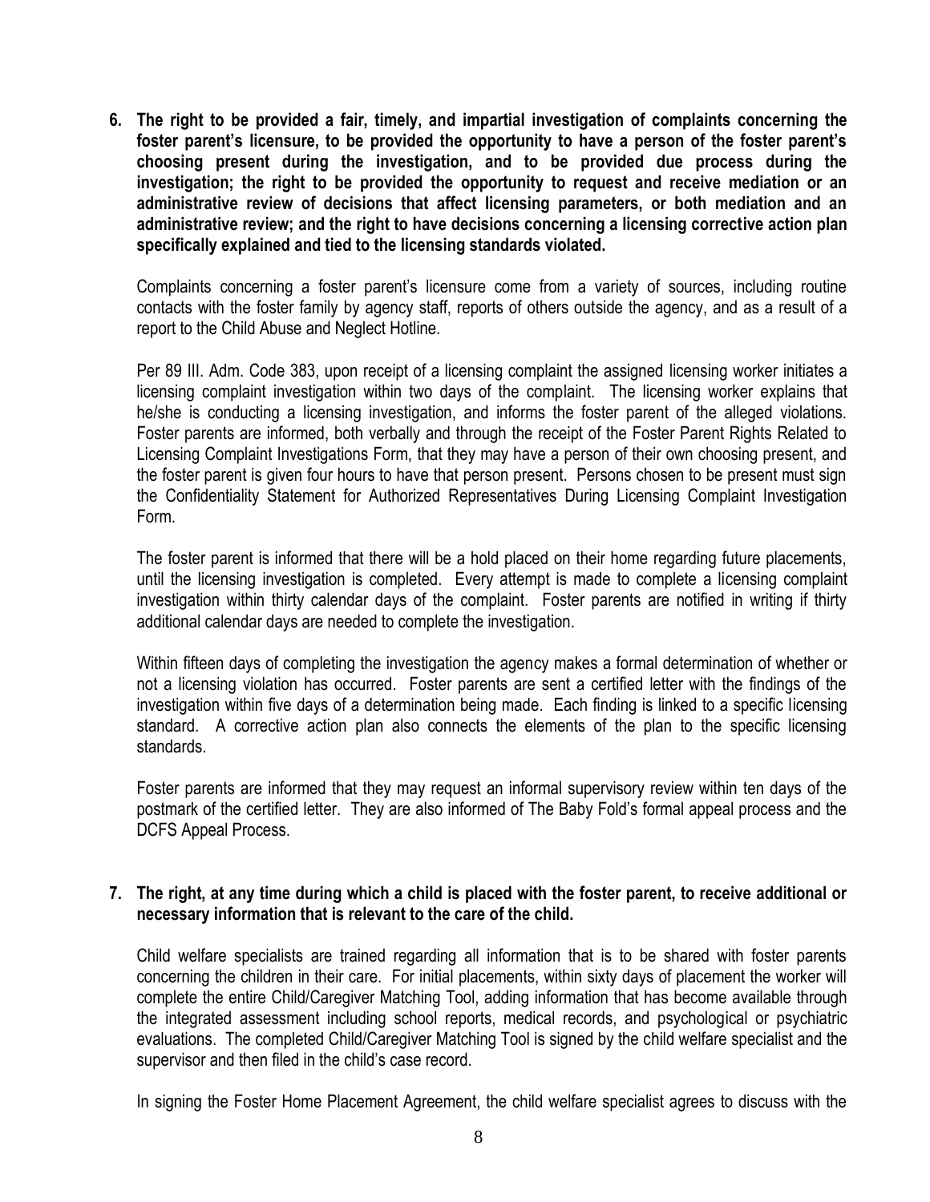**6. The right to be provided a fair, timely, and impartial investigation of complaints concerning the foster parent's licensure, to be provided the opportunity to have a person of the foster parent's choosing present during the investigation, and to be provided due process during the investigation; the right to be provided the opportunity to request and receive mediation or an administrative review of decisions that affect licensing parameters, or both mediation and an administrative review; and the right to have decisions concerning a licensing corrective action plan specifically explained and tied to the licensing standards violated.**

Complaints concerning a foster parent's licensure come from a variety of sources, including routine contacts with the foster family by agency staff, reports of others outside the agency, and as a result of a report to the Child Abuse and Neglect Hotline.

Per 89 Ill. Adm. Code 383, upon receipt of a licensing complaint the assigned licensing worker initiates a licensing complaint investigation within two days of the complaint. The licensing worker explains that he/she is conducting a licensing investigation, and informs the foster parent of the alleged violations. Foster parents are informed, both verbally and through the receipt of the Foster Parent Rights Related to Licensing Complaint Investigations Form, that they may have a person of their own choosing present, and the foster parent is given four hours to have that person present. Persons chosen to be present must sign the Confidentiality Statement for Authorized Representatives During Licensing Complaint Investigation Form.

The foster parent is informed that there will be a hold placed on their home regarding future placements, until the licensing investigation is completed. Every attempt is made to complete a licensing complaint investigation within thirty calendar days of the complaint. Foster parents are notified in writing if thirty additional calendar days are needed to complete the investigation.

Within fifteen days of completing the investigation the agency makes a formal determination of whether or not a licensing violation has occurred. Foster parents are sent a certified letter with the findings of the investigation within five days of a determination being made. Each finding is linked to a specific licensing standard. A corrective action plan also connects the elements of the plan to the specific licensing standards.

Foster parents are informed that they may request an informal supervisory review within ten days of the postmark of the certified letter. They are also informed of The Baby Fold's formal appeal process and the DCFS Appeal Process.

**7. The right, at any time during which a child is placed with the foster parent, to receive additional or necessary information that is relevant to the care of the child.**

Child welfare specialists are trained regarding all information that is to be shared with foster parents concerning the children in their care. For initial placements, within sixty days of placement the worker will complete the entire Child/Caregiver Matching Tool, adding information that has become available through the integrated assessment including school reports, medical records, and psychological or psychiatric evaluations. The completed Child/Caregiver Matching Tool is signed by the child welfare specialist and the supervisor and then filed in the child's case record.

In signing the Foster Home Placement Agreement, the child welfare specialist agrees to discuss with the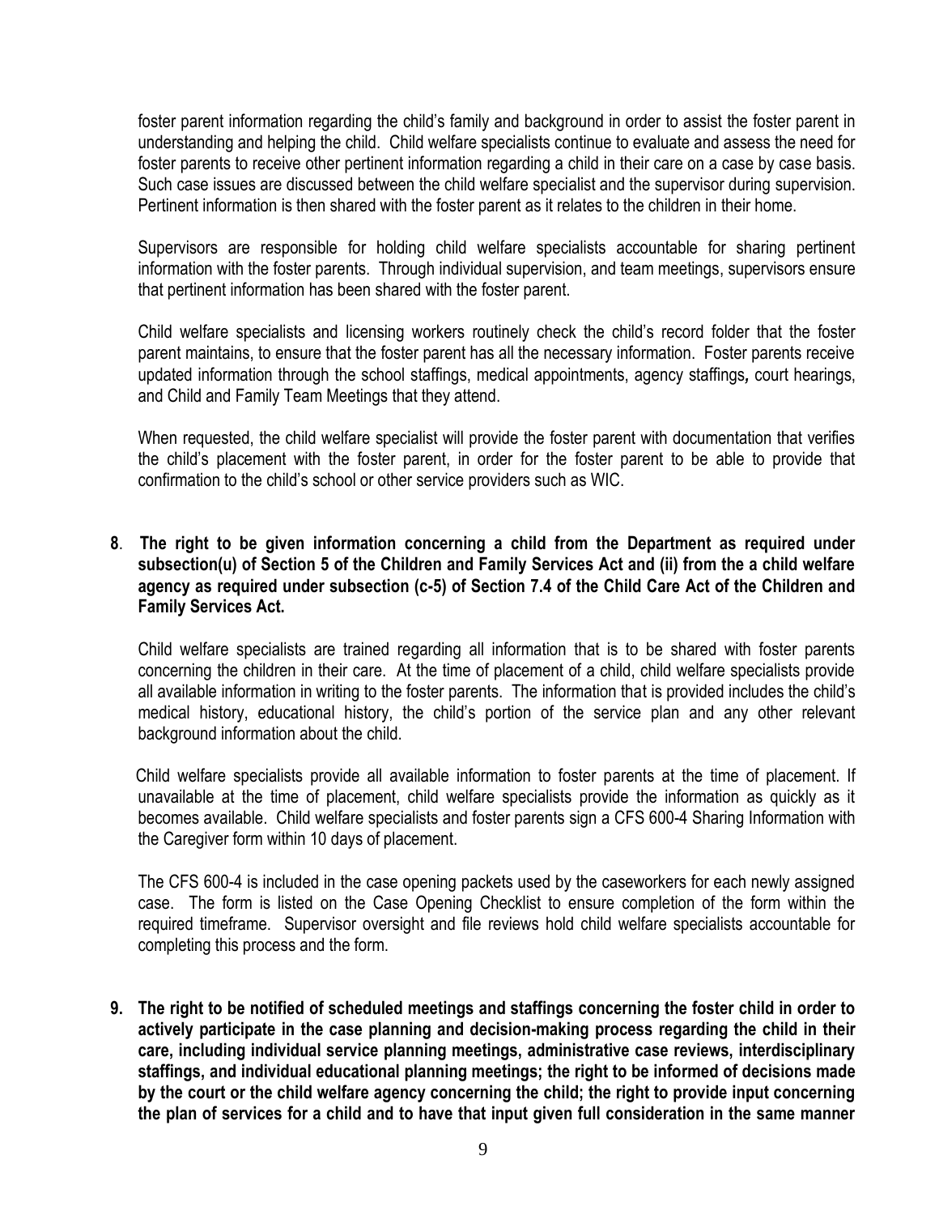foster parent information regarding the child's family and background in order to assist the foster parent in understanding and helping the child. Child welfare specialists continue to evaluate and assess the need for foster parents to receive other pertinent information regarding a child in their care on a case by case basis. Such case issues are discussed between the child welfare specialist and the supervisor during supervision. Pertinent information is then shared with the foster parent as it relates to the children in their home.

Supervisors are responsible for holding child welfare specialists accountable for sharing pertinent information with the foster parents. Through individual supervision, and team meetings, supervisors ensure that pertinent information has been shared with the foster parent.

Child welfare specialists and licensing workers routinely check the child's record folder that the foster parent maintains, to ensure that the foster parent has all the necessary information. Foster parents receive updated information through the school staffings, medical appointments, agency staffings*,* court hearings, and Child and Family Team Meetings that they attend.

When requested, the child welfare specialist will provide the foster parent with documentation that verifies the child's placement with the foster parent, in order for the foster parent to be able to provide that confirmation to the child's school or other service providers such as WIC.

**8**. **The right to be given information concerning a child from the Department as required under subsection(u) of Section 5 of the Children and Family Services Act and (ii) from the a child welfare agency as required under subsection (c-5) of Section 7.4 of the Child Care Act of the Children and Family Services Act.**

Child welfare specialists are trained regarding all information that is to be shared with foster parents concerning the children in their care. At the time of placement of a child, child welfare specialists provide all available information in writing to the foster parents. The information that is provided includes the child's medical history, educational history, the child's portion of the service plan and any other relevant background information about the child.

Child welfare specialists provide all available information to foster parents at the time of placement. If unavailable at the time of placement, child welfare specialists provide the information as quickly as it becomes available. Child welfare specialists and foster parents sign a CFS 600-4 Sharing Information with the Caregiver form within 10 days of placement.

The CFS 600-4 is included in the case opening packets used by the caseworkers for each newly assigned case. The form is listed on the Case Opening Checklist to ensure completion of the form within the required timeframe. Supervisor oversight and file reviews hold child welfare specialists accountable for completing this process and the form.

**9. The right to be notified of scheduled meetings and staffings concerning the foster child in order to actively participate in the case planning and decision-making process regarding the child in their care, including individual service planning meetings, administrative case reviews, interdisciplinary staffings, and individual educational planning meetings; the right to be informed of decisions made by the court or the child welfare agency concerning the child; the right to provide input concerning the plan of services for a child and to have that input given full consideration in the same manner**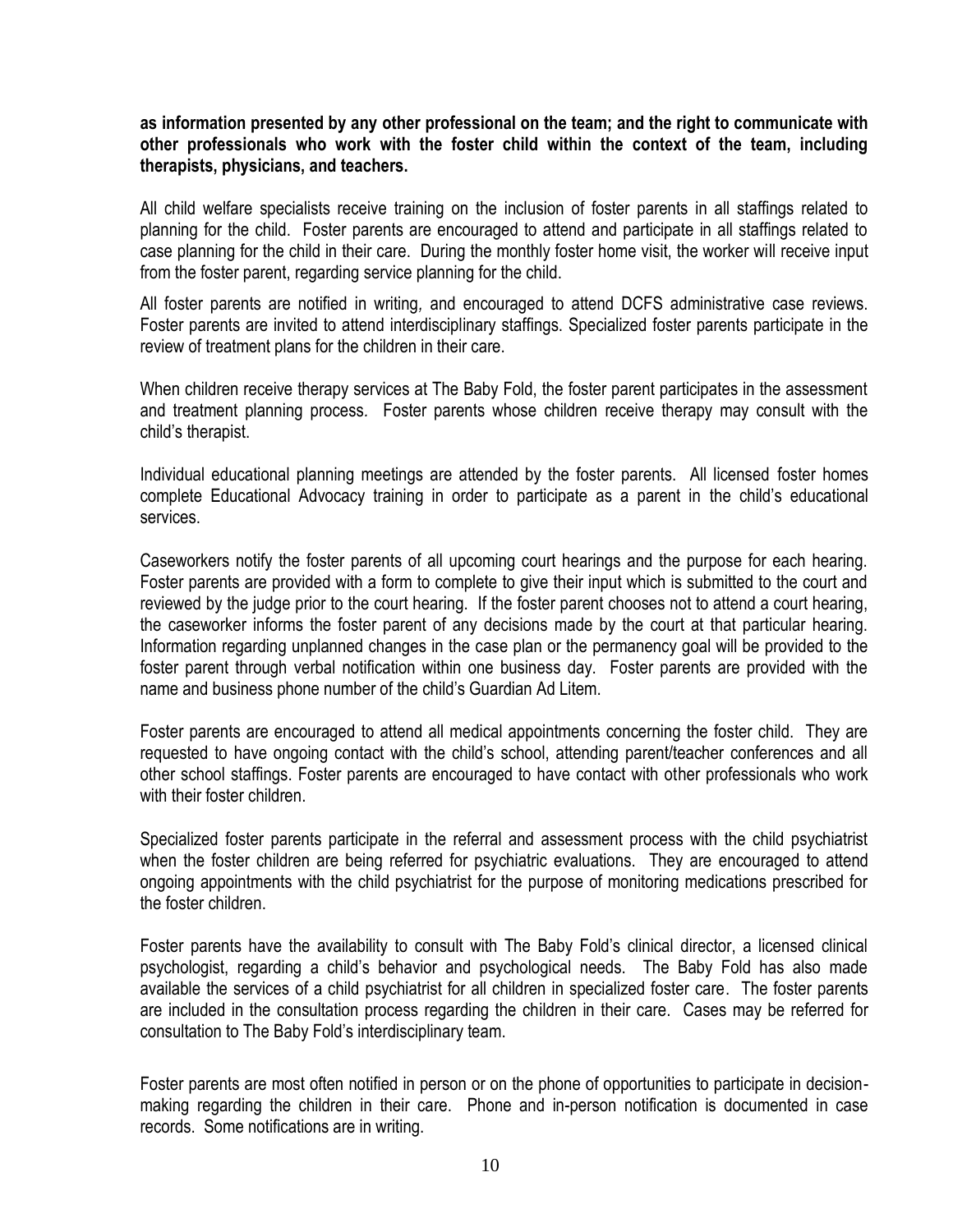**as information presented by any other professional on the team; and the right to communicate with other professionals who work with the foster child within the context of the team, including therapists, physicians, and teachers.**

All child welfare specialists receive training on the inclusion of foster parents in all staffings related to planning for the child. Foster parents are encouraged to attend and participate in all staffings related to case planning for the child in their care. During the monthly foster home visit, the worker will receive input from the foster parent, regarding service planning for the child.

All foster parents are notified in writing, and encouraged to attend DCFS administrative case reviews. Foster parents are invited to attend interdisciplinary staffings. Specialized foster parents participate in the review of treatment plans for the children in their care.

When children receive therapy services at The Baby Fold, the foster parent participates in the assessment and treatment planning process. Foster parents whose children receive therapy may consult with the child's therapist.

Individual educational planning meetings are attended by the foster parents. All licensed foster homes complete Educational Advocacy training in order to participate as a parent in the child's educational services.

Caseworkers notify the foster parents of all upcoming court hearings and the purpose for each hearing. Foster parents are provided with a form to complete to give their input which is submitted to the court and reviewed by the judge prior to the court hearing. If the foster parent chooses not to attend a court hearing, the caseworker informs the foster parent of any decisions made by the court at that particular hearing. Information regarding unplanned changes in the case plan or the permanency goal will be provided to the foster parent through verbal notification within one business day. Foster parents are provided with the name and business phone number of the child's Guardian Ad Litem.

Foster parents are encouraged to attend all medical appointments concerning the foster child. They are requested to have ongoing contact with the child's school, attending parent/teacher conferences and all other school staffings. Foster parents are encouraged to have contact with other professionals who work with their foster children.

Specialized foster parents participate in the referral and assessment process with the child psychiatrist when the foster children are being referred for psychiatric evaluations. They are encouraged to attend ongoing appointments with the child psychiatrist for the purpose of monitoring medications prescribed for the foster children.

Foster parents have the availability to consult with The Baby Fold's clinical director, a licensed clinical psychologist, regarding a child's behavior and psychological needs. The Baby Fold has also made available the services of a child psychiatrist for all children in specialized foster care. The foster parents are included in the consultation process regarding the children in their care. Cases may be referred for consultation to The Baby Fold's interdisciplinary team.

Foster parents are most often notified in person or on the phone of opportunities to participate in decision-making regarding the children in their care. Phone and in-person notification is documented in case records. Some notifications are in writing.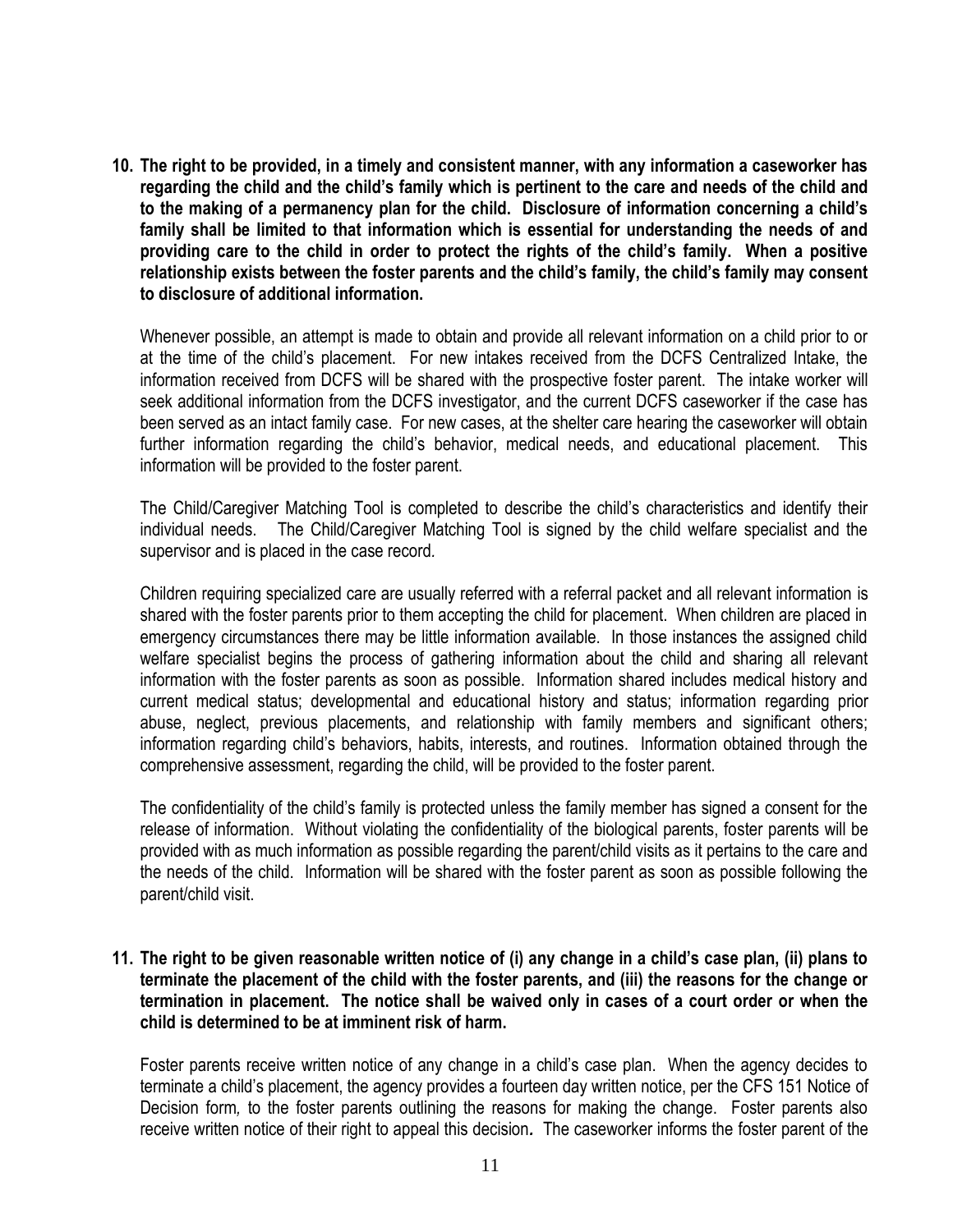**10. The right to be provided, in a timely and consistent manner, with any information a caseworker has regarding the child and the child's family which is pertinent to the care and needs of the child and to the making of a permanency plan for the child. Disclosure of information concerning a child's family shall be limited to that information which is essential for understanding the needs of and providing care to the child in order to protect the rights of the child's family. When a positive relationship exists between the foster parents and the child's family, the child's family may consent to disclosure of additional information.**

Whenever possible, an attempt is made to obtain and provide all relevant information on a child prior to or at the time of the child's placement. For new intakes received from the DCFS Centralized Intake, the information received from DCFS will be shared with the prospective foster parent. The intake worker will seek additional information from the DCFS investigator, and the current DCFS caseworker if the case has been served as an intact family case. For new cases, at the shelter care hearing the caseworker will obtain further information regarding the child's behavior, medical needs, and educational placement. This information will be provided to the foster parent.

The Child/Caregiver Matching Tool is completed to describe the child's characteristics and identify their individual needs. The Child/Caregiver Matching Tool is signed by the child welfare specialist and the supervisor and is placed in the case record.

Children requiring specialized care are usually referred with a referral packet and all relevant information is shared with the foster parents prior to them accepting the child for placement. When children are placed in emergency circumstances there may be little information available. In those instances the assigned child welfare specialist begins the process of gathering information about the child and sharing all relevant information with the foster parents as soon as possible. Information shared includes medical history and current medical status; developmental and educational history and status; information regarding prior abuse, neglect, previous placements, and relationship with family members and significant others; information regarding child's behaviors, habits, interests, and routines. Information obtained through the comprehensive assessment, regarding the child, will be provided to the foster parent.

The confidentiality of the child's family is protected unless the family member has signed a consent for the release of information. Without violating the confidentiality of the biological parents, foster parents will be provided with as much information as possible regarding the parent/child visits as it pertains to the care and the needs of the child. Information will be shared with the foster parent as soon as possible following the parent/child visit.

**11. The right to be given reasonable written notice of (i) any change in a child's case plan, (ii) plans to terminate the placement of the child with the foster parents, and (iii) the reasons for the change or termination in placement. The notice shall be waived only in cases of a court order or when the child is determined to be at imminent risk of harm.**

Foster parents receive written notice of any change in a child's case plan. When the agency decides to terminate a child's placement, the agency provides a fourteen day written notice, per the CFS 151 Notice of Decision form, to the foster parents outlining the reasons for making the change. Foster parents also receive written notice of their right to appeal this decision. The caseworker informs the foster parent of the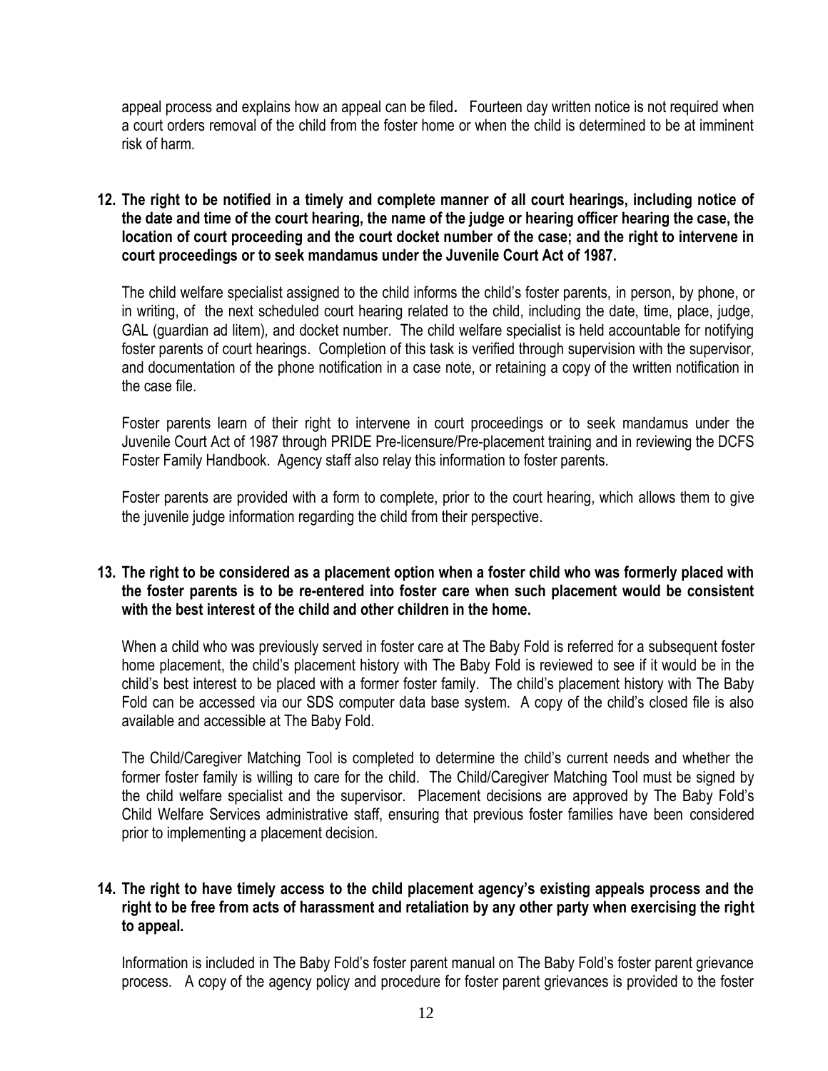appeal process and explains how an appeal can be filed*.* Fourteen day written notice is not required when a court orders removal of the child from the foster home or when the child is determined to be at imminent risk of harm.

**12. The right to be notified in a timely and complete manner of all court hearings, including notice of the date and time of the court hearing, the name of the judge or hearing officer hearing the case, the location of court proceeding and the court docket number of the case; and the right to intervene in court proceedings or to seek mandamus under the Juvenile Court Act of 1987.**

The child welfare specialist assigned to the child informs the child's foster parents, in person, by phone, or in writing, of the next scheduled court hearing related to the child, including the date, time, place, judge, GAL (guardian ad litem), and docket number. The child welfare specialist is held accountable for notifying foster parents of court hearings. Completion of this task is verified through supervision with the supervisor, and documentation of the phone notification in a case note, or retaining a copy of the written notification in the case file.

Foster parents learn of their right to intervene in court proceedings or to seek mandamus under the Juvenile Court Act of 1987 through PRIDE Pre-licensure/Pre-placement training and in reviewing the DCFS Foster Family Handbook. Agency staff also relay this information to foster parents.

Foster parents are provided with a form to complete, prior to the court hearing, which allows them to give the juvenile judge information regarding the child from their perspective.

**13. The right to be considered as a placement option when a foster child who was formerly placed with the foster parents is to be re-entered into foster care when such placement would be consistent with the best interest of the child and other children in the home.**

When a child who was previously served in foster care at The Baby Fold is referred for a subsequent foster home placement, the child's placement history with The Baby Fold is reviewed to see if it would be in the child's best interest to be placed with a former foster family. The child's placement history with The Baby Fold can be accessed via our SDS computer data base system. A copy of the child's closed file is also available and accessible at The Baby Fold.

The Child/Caregiver Matching Tool is completed to determine the child's current needs and whether the former foster family is willing to care for the child. The Child/Caregiver Matching Tool must be signed by the child welfare specialist and the supervisor. Placement decisions are approved by The Baby Fold's Child Welfare Services administrative staff, ensuring that previous foster families have been considered prior to implementing a placement decision.

**14. The right to have timely access to the child placement agency's existing appeals process and the right to be free from acts of harassment and retaliation by any other party when exercising the right to appeal.**

Information is included in The Baby Fold's foster parent manual on The Baby Fold's foster parent grievance process. A copy of the agency policy and procedure for foster parent grievances is provided to the foster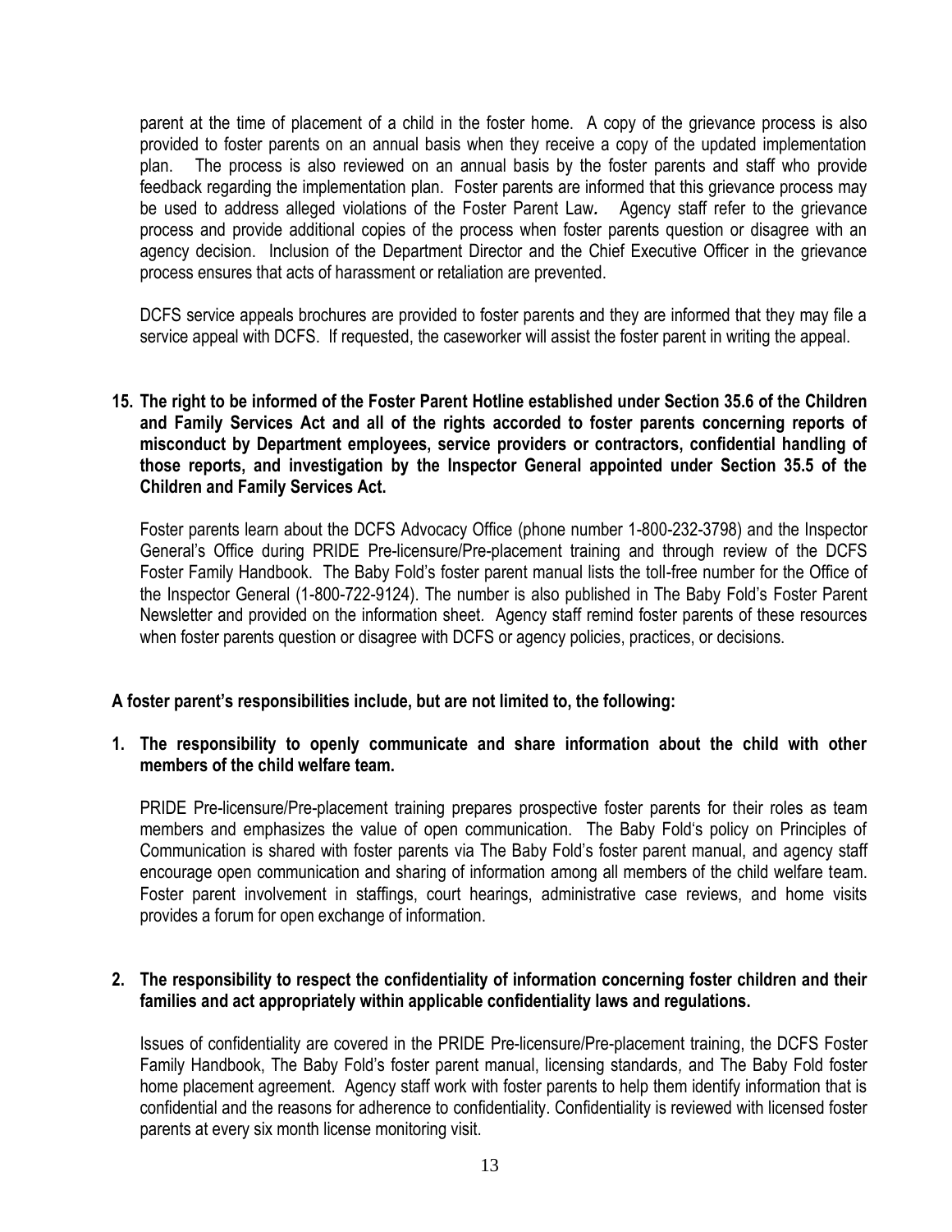parent at the time of placement of a child in the foster home. A copy of the grievance process is also provided to foster parents on an annual basis when they receive a copy of the updated implementation plan. The process is also reviewed on an annual basis by the foster parents and staff who provide feedback regarding the implementation plan. Foster parents are informed that this grievance process may be used to address alleged violations of the Foster Parent Law. Agency staff refer to the grievance process and provide additional copies of the process when foster parents question or disagree with an agency decision. Inclusion of the Department Director and the Chief Executive Officer in the grievance process ensures that acts of harassment or retaliation are prevented.

DCFS service appeals brochures are provided to foster parents and they are informed that they may file a service appeal with DCFS. If requested, the caseworker will assist the foster parent in writing the appeal.

**15. The right to be informed of the Foster Parent Hotline established under Section 35.6 of the Children and Family Services Act and all of the rights accorded to foster parents concerning reports of misconduct by Department employees, service providers or contractors, confidential handling of those reports, and investigation by the Inspector General appointed under Section 35.5 of the Children and Family Services Act.**

Foster parents learn about the DCFS Advocacy Office (phone number 1-800-232-3798) and the Inspector General's Office during PRIDE Pre-licensure/Pre-placement training and through review of the DCFS Foster Family Handbook. The Baby Fold's foster parent manual lists the toll-free number for the Office of the Inspector General (1-800-722-9124). The number is also published in The Baby Fold's Foster Parent Newsletter and provided on the information sheet. Agency staff remind foster parents of these resources when foster parents question or disagree with DCFS or agency policies, practices, or decisions.

**A foster parent's responsibilities include, but are not limited to, the following:**

**1. The responsibility to openly communicate and share information about the child with other members of the child welfare team.**

PRIDE Pre-licensure/Pre-placement training prepares prospective foster parents for their roles as team members and emphasizes the value of open communication. The Baby Fold's policy on Principles of Communication is shared with foster parents via The Baby Fold's foster parent manual, and agency staff encourage open communication and sharing of information among all members of the child welfare team. Foster parent involvement in staffings, court hearings, administrative case reviews, and home visits provides a forum for open exchange of information.

**2. The responsibility to respect the confidentiality of information concerning foster children and their families and act appropriately within applicable confidentiality laws and regulations.**

Issues of confidentiality are covered in the PRIDE Pre-licensure/Pre-placement training, the DCFS Foster Family Handbook, The Baby Fold's foster parent manual, licensing standards, and The Baby Fold foster home placement agreement. Agency staff work with foster parents to help them identify information that is confidential and the reasons for adherence to confidentiality. Confidentiality is reviewed with licensed foster parents at every six month license monitoring visit.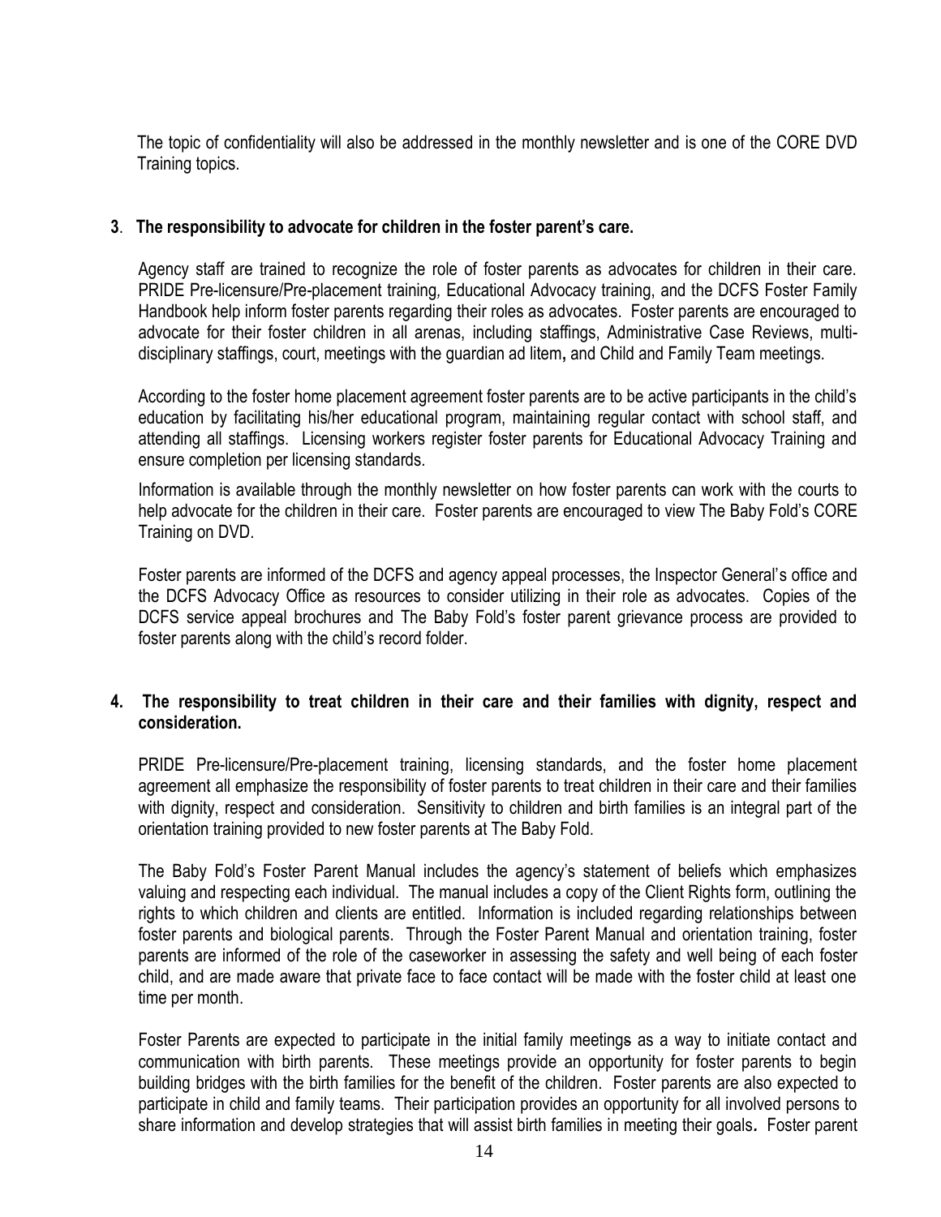The topic of confidentiality will also be addressed in the monthly newsletter and is one of the CORE DVD Training topics.

**3. The responsibility to advocate for children in the foster parent's care.**

Agency staff are trained to recognize the role of foster parents as advocates for children in their care. PRIDE Pre-licensure/Pre-placement training*,* Educational Advocacy training, and the DCFS Foster Family Handbook help inform foster parents regarding their roles as advocates. Foster parents are encouraged to advocate for their foster children in all arenas, including staffings, Administrative Case Reviews, multi-disciplinary staffings, court, meetings with the guardian ad litem**,** and Child and Family Team meetings.

According to the foster home placement agreement foster parents are to be active participants in the child's education by facilitating his/her educational program, maintaining regular contact with school staff, and attending all staffings. Licensing workers register foster parents for Educational Advocacy Training and ensure completion per licensing standards.

Information is available through the monthly newsletter on how foster parents can work with the courts to help advocate for the children in their care. Foster parents are encouraged to view The Baby Fold's CORE Training on DVD.

Foster parents are informed of the DCFS and agency appeal processes, the Inspector General's office and the DCFS Advocacy Office as resources to consider utilizing in their role as advocates. Copies of the DCFS service appeal brochures and The Baby Fold's foster parent grievance process are provided to foster parents along with the child's record folder.

**4. The responsibility to treat children in their care and their families with dignity, respect and consideration.**

PRIDE Pre-licensure/Pre-placement training, licensing standards, and the foster home placement agreement all emphasize the responsibility of foster parents to treat children in their care and their families with dignity, respect and consideration. Sensitivity to children and birth families is an integral part of the orientation training provided to new foster parents at The Baby Fold.

The Baby Fold's Foster Parent Manual includes the agency's statement of beliefs which emphasizes valuing and respecting each individual. The manual includes a copy of the Client Rights form, outlining the rights to which children and clients are entitled. Information is included regarding relationships between foster parents and biological parents. Through the Foster Parent Manual and orientation training, foster parents are informed of the role of the caseworker in assessing the safety and well being of each foster child, and are made aware that private face to face contact will be made with the foster child at least one time per month.

Foster Parents are expected to participate in the initial family meetings as a way to initiate contact and communication with birth parents. These meetings provide an opportunity for foster parents to begin building bridges with the birth families for the benefit of the children. Foster parents are also expected to participate in child and family teams. Their participation provides an opportunity for all involved persons to share information and develop strategies that will assist birth families in meeting their goals**.** Foster parent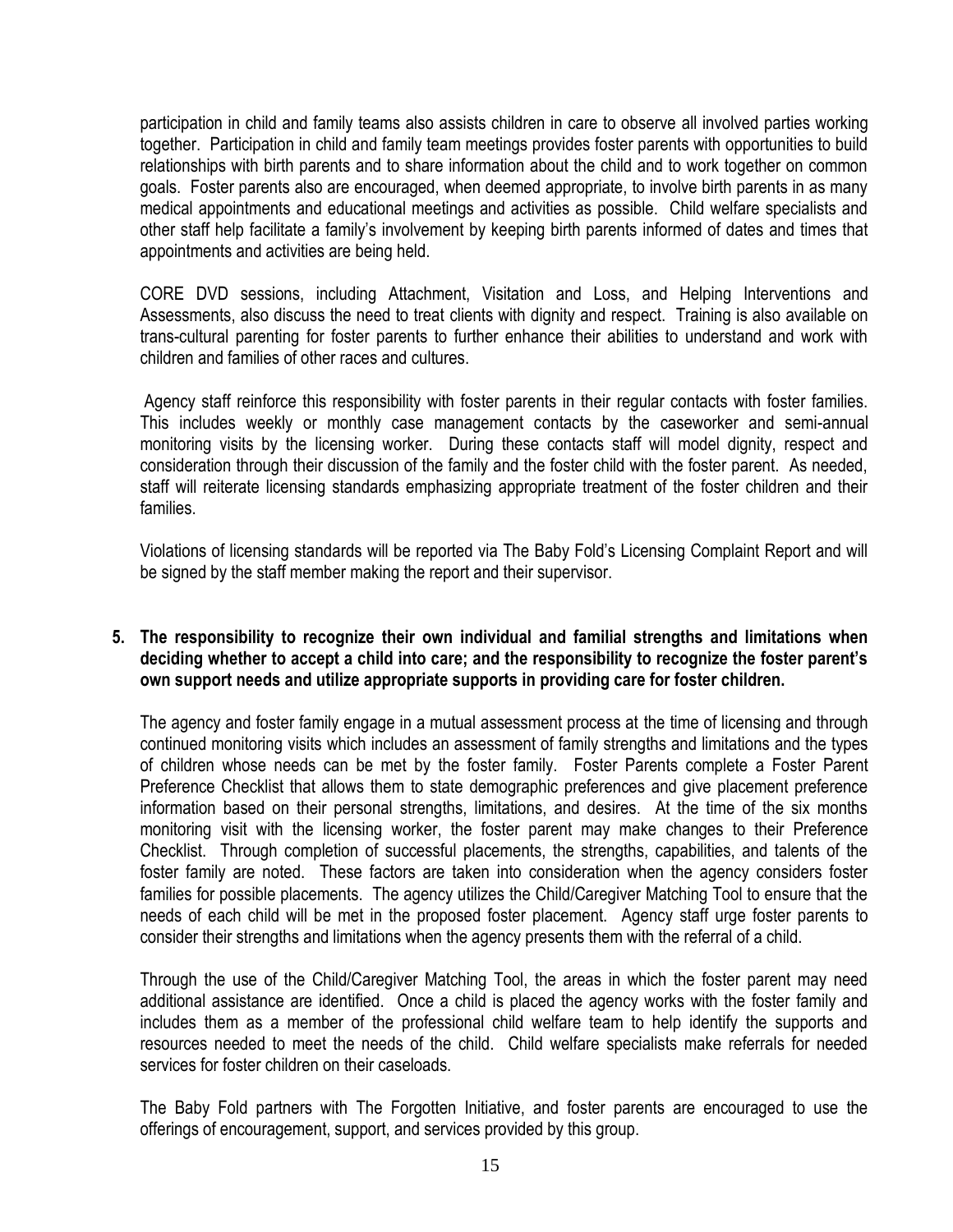participation in child and family teams also assists children in care to observe all involved parties working together. Participation in child and family team meetings provides foster parents with opportunities to build relationships with birth parents and to share information about the child and to work together on common goals. Foster parents also are encouraged, when deemed appropriate, to involve birth parents in as many medical appointments and educational meetings and activities as possible. Child welfare specialists and other staff help facilitate a family's involvement by keeping birth parents informed of dates and times that appointments and activities are being held.

CORE DVD sessions, including Attachment, Visitation and Loss, and Helping Interventions and Assessments, also discuss the need to treat clients with dignity and respect. Training is also available on trans-cultural parenting for foster parents to further enhance their abilities to understand and work with children and families of other races and cultures.

Agency staff reinforce this responsibility with foster parents in their regular contacts with foster families. This includes weekly or monthly case management contacts by the caseworker and semi-annual monitoring visits by the licensing worker. During these contacts staff will model dignity, respect and consideration through their discussion of the family and the foster child with the foster parent. As needed, staff will reiterate licensing standards emphasizing appropriate treatment of the foster children and their families.

Violations of licensing standards will be reported via The Baby Fold's Licensing Complaint Report and will be signed by the staff member making the report and their supervisor.

**5. The responsibility to recognize their own individual and familial strengths and limitations when deciding whether to accept a child into care; and the responsibility to recognize the foster parent's own support needs and utilize appropriate supports in providing care for foster children.**

The agency and foster family engage in a mutual assessment process at the time of licensing and through continued monitoring visits which includes an assessment of family strengths and limitations and the types of children whose needs can be met by the foster family. Foster Parents complete a Foster Parent Preference Checklist that allows them to state demographic preferences and give placement preference information based on their personal strengths, limitations, and desires. At the time of the six months monitoring visit with the licensing worker, the foster parent may make changes to their Preference Checklist. Through completion of successful placements, the strengths, capabilities, and talents of the foster family are noted. These factors are taken into consideration when the agency considers foster families for possible placements. The agency utilizes the Child/Caregiver Matching Tool to ensure that the needs of each child will be met in the proposed foster placement. Agency staff urge foster parents to consider their strengths and limitations when the agency presents them with the referral of a child.

Through the use of the Child/Caregiver Matching Tool, the areas in which the foster parent may need additional assistance are identified. Once a child is placed the agency works with the foster family and includes them as a member of the professional child welfare team to help identify the supports and resources needed to meet the needs of the child. Child welfare specialists make referrals for needed services for foster children on their caseloads.

The Baby Fold partners with The Forgotten Initiative, and foster parents are encouraged to use the offerings of encouragement, support, and services provided by this group.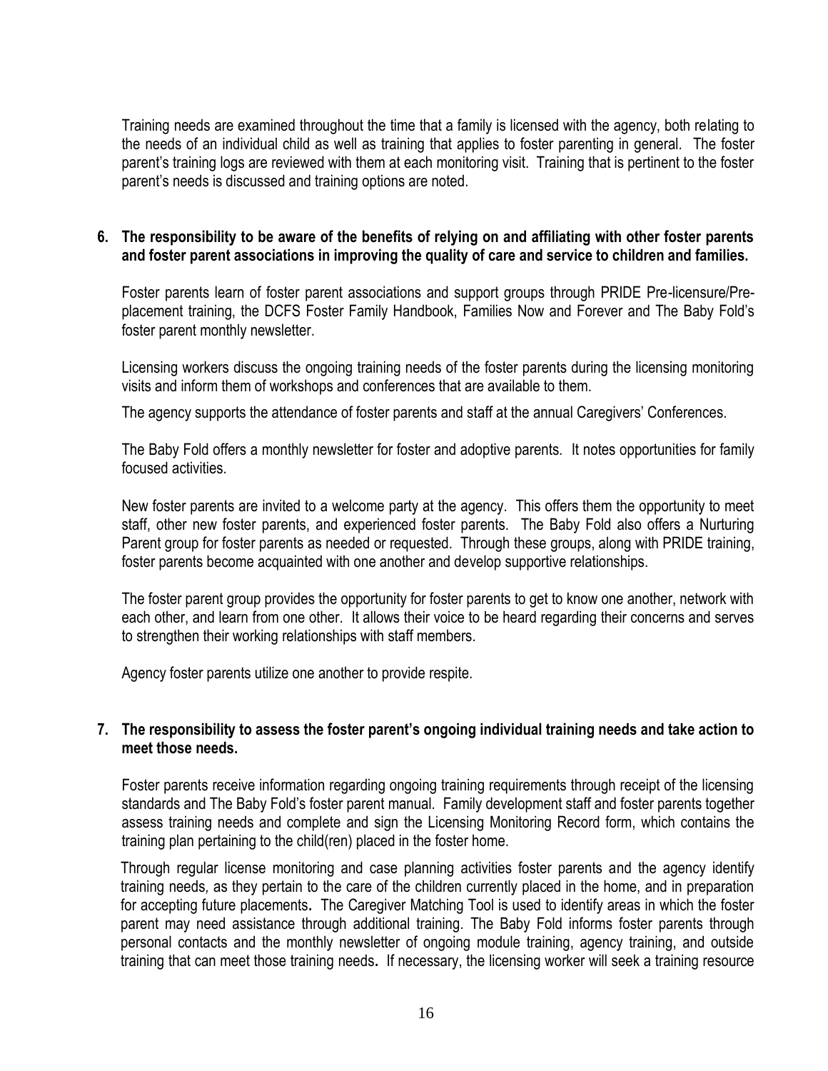Training needs are examined throughout the time that a family is licensed with the agency, both relating to the needs of an individual child as well as training that applies to foster parenting in general. The foster parent's training logs are reviewed with them at each monitoring visit. Training that is pertinent to the foster parent's needs is discussed and training options are noted.

**6. The responsibility to be aware of the benefits of relying on and affiliating with other foster parents and foster parent associations in improving the quality of care and service to children and families.**

Foster parents learn of foster parent associations and support groups through PRIDE Pre-licensure/Pre-placement training, the DCFS Foster Family Handbook, Families Now and Forever and The Baby Fold's foster parent monthly newsletter.

Licensing workers discuss the ongoing training needs of the foster parents during the licensing monitoring visits and inform them of workshops and conferences that are available to them.

The agency supports the attendance of foster parents and staff at the annual Caregivers' Conferences.

The Baby Fold offers a monthly newsletter for foster and adoptive parents. It notes opportunities for family focused activities.

New foster parents are invited to a welcome party at the agency. This offers them the opportunity to meet staff, other new foster parents, and experienced foster parents. The Baby Fold also offers a Nurturing Parent group for foster parents as needed or requested. Through these groups, along with PRIDE training, foster parents become acquainted with one another and develop supportive relationships.

The foster parent group provides the opportunity for foster parents to get to know one another, network with each other, and learn from one other. It allows their voice to be heard regarding their concerns and serves to strengthen their working relationships with staff members.

Agency foster parents utilize one another to provide respite.

**7. The responsibility to assess the foster parent's ongoing individual training needs and take action to meet those needs.**

Foster parents receive information regarding ongoing training requirements through receipt of the licensing standards and The Baby Fold's foster parent manual. Family development staff and foster parents together assess training needs and complete and sign the Licensing Monitoring Record form, which contains the training plan pertaining to the child(ren) placed in the foster home.

Through regular license monitoring and case planning activities foster parents and the agency identify training needs, as they pertain to the care of the children currently placed in the home, and in preparation for accepting future placements**.** The Caregiver Matching Tool is used to identify areas in which the foster parent may need assistance through additional training. The Baby Fold informs foster parents through personal contacts and the monthly newsletter of ongoing module training, agency training, and outside training that can meet those training needs**.** If necessary, the licensing worker will seek a training resource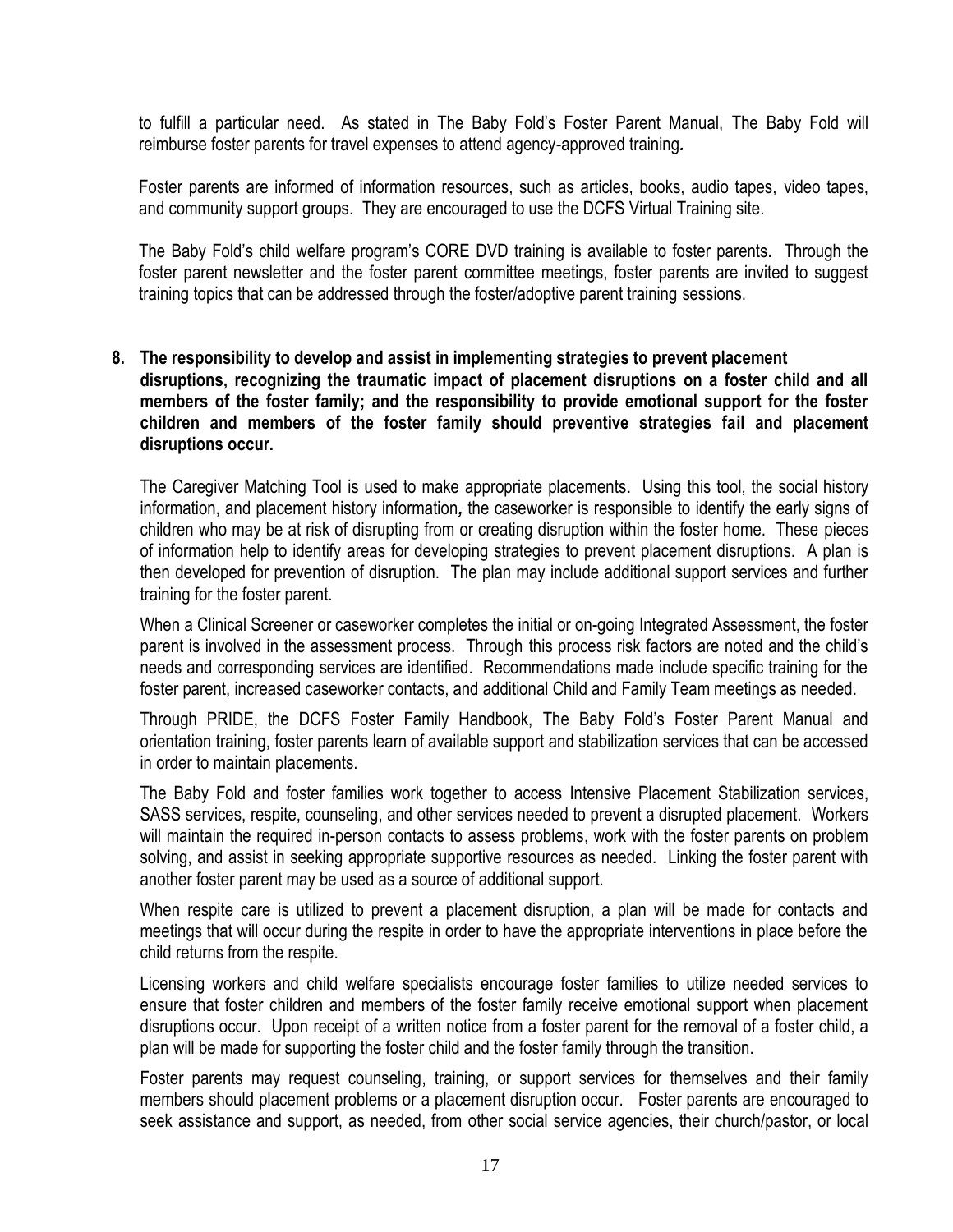to fulfill a particular need. As stated in The Baby Fold's Foster Parent Manual, The Baby Fold will reimburse foster parents for travel expenses to attend agency-approved training.

Foster parents are informed of information resources, such as articles, books, audio tapes, video tapes, and community support groups. They are encouraged to use the DCFS Virtual Training site.

The Baby Fold's child welfare program's CORE DVD training is available to foster parents. Through the foster parent newsletter and the foster parent committee meetings, foster parents are invited to suggest training topics that can be addressed through the foster/adoptive parent training sessions.

**8. The responsibility to develop and assist in implementing strategies to prevent placement disruptions, recognizing the traumatic impact of placement disruptions on a foster child and all members of the foster family; and the responsibility to provide emotional support for the foster children and members of the foster family should preventive strategies fail and placement disruptions occur.**

The Caregiver Matching Tool is used to make appropriate placements. Using this tool, the social history information, and placement history information, the caseworker is responsible to identify the early signs of children who may be at risk of disrupting from or creating disruption within the foster home. These pieces of information help to identify areas for developing strategies to prevent placement disruptions. A plan is then developed for prevention of disruption. The plan may include additional support services and further training for the foster parent.

When a Clinical Screener or caseworker completes the initial or on-going Integrated Assessment, the foster parent is involved in the assessment process. Through this process risk factors are noted and the child's needs and corresponding services are identified. Recommendations made include specific training for the foster parent, increased caseworker contacts, and additional Child and Family Team meetings as needed.

Through PRIDE, the DCFS Foster Family Handbook, The Baby Fold's Foster Parent Manual and orientation training, foster parents learn of available support and stabilization services that can be accessed in order to maintain placements.

The Baby Fold and foster families work together to access Intensive Placement Stabilization services, SASS services, respite, counseling, and other services needed to prevent a disrupted placement. Workers will maintain the required in-person contacts to assess problems, work with the foster parents on problem solving, and assist in seeking appropriate supportive resources as needed. Linking the foster parent with another foster parent may be used as a source of additional support.

When respite care is utilized to prevent a placement disruption, a plan will be made for contacts and meetings that will occur during the respite in order to have the appropriate interventions in place before the child returns from the respite.

Licensing workers and child welfare specialists encourage foster families to utilize needed services to ensure that foster children and members of the foster family receive emotional support when placement disruptions occur. Upon receipt of a written notice from a foster parent for the removal of a foster child, a plan will be made for supporting the foster child and the foster family through the transition.

Foster parents may request counseling, training, or support services for themselves and their family members should placement problems or a placement disruption occur. Foster parents are encouraged to seek assistance and support, as needed, from other social service agencies, their church/pastor, or local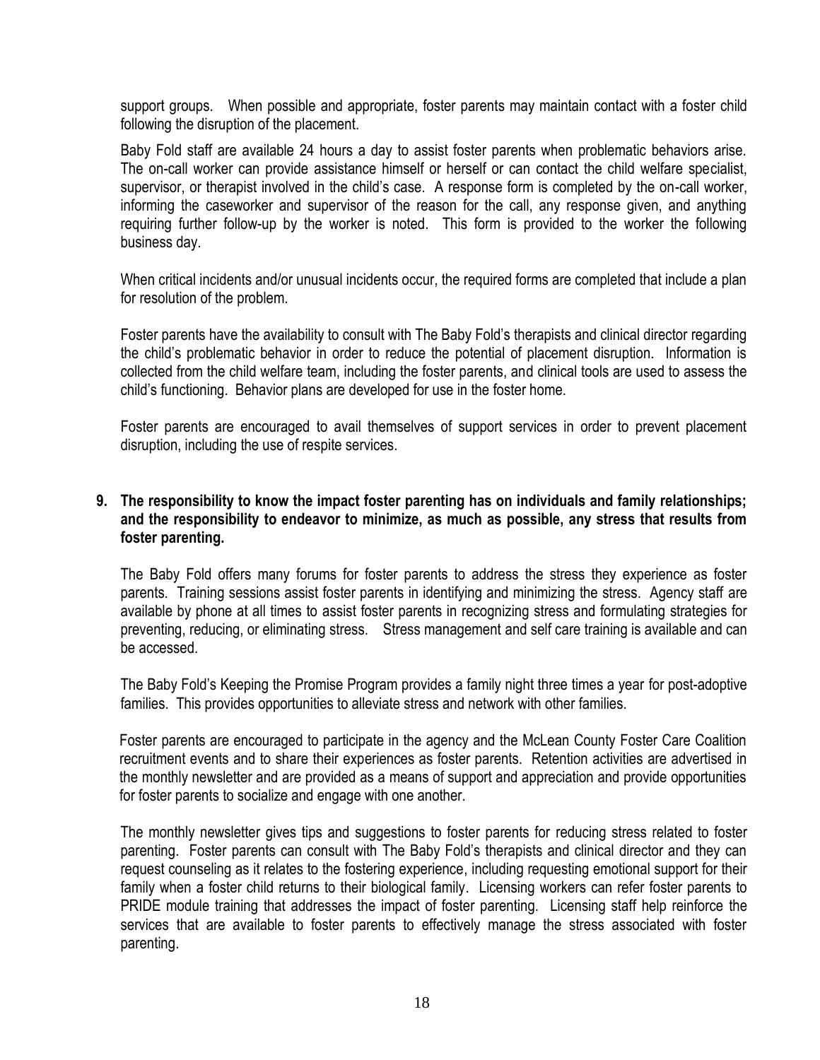support groups. When possible and appropriate, foster parents may maintain contact with a foster child following the disruption of the placement.

Baby Fold staff are available 24 hours a day to assist foster parents when problematic behaviors arise. The on-call worker can provide assistance himself or herself or can contact the child welfare specialist, supervisor, or therapist involved in the child's case. A response form is completed by the on-call worker, informing the caseworker and supervisor of the reason for the call, any response given, and anything requiring further follow-up by the worker is noted. This form is provided to the worker the following business day.

When critical incidents and/or unusual incidents occur, the required forms are completed that include a plan for resolution of the problem.

Foster parents have the availability to consult with The Baby Fold's therapists and clinical director regarding the child's problematic behavior in order to reduce the potential of placement disruption. Information is collected from the child welfare team, including the foster parents, and clinical tools are used to assess the child's functioning. Behavior plans are developed for use in the foster home.

Foster parents are encouraged to avail themselves of support services in order to prevent placement disruption, including the use of respite services.

**9. The responsibility to know the impact foster parenting has on individuals and family relationships; and the responsibility to endeavor to minimize, as much as possible, any stress that results from foster parenting.**

The Baby Fold offers many forums for foster parents to address the stress they experience as foster parents. Training sessions assist foster parents in identifying and minimizing the stress. Agency staff are available by phone at all times to assist foster parents in recognizing stress and formulating strategies for preventing, reducing, or eliminating stress. Stress management and self care training is available and can be accessed.

The Baby Fold's Keeping the Promise Program provides a family night three times a year for post-adoptive families. This provides opportunities to alleviate stress and network with other families.

Foster parents are encouraged to participate in the agency and the McLean County Foster Care Coalition recruitment events and to share their experiences as foster parents. Retention activities are advertised in the monthly newsletter and are provided as a means of support and appreciation and provide opportunities for foster parents to socialize and engage with one another.

The monthly newsletter gives tips and suggestions to foster parents for reducing stress related to foster parenting. Foster parents can consult with The Baby Fold's therapists and clinical director and they can request counseling as it relates to the fostering experience, including requesting emotional support for their family when a foster child returns to their biological family. Licensing workers can refer foster parents to PRIDE module training that addresses the impact of foster parenting. Licensing staff help reinforce the services that are available to foster parents to effectively manage the stress associated with foster parenting.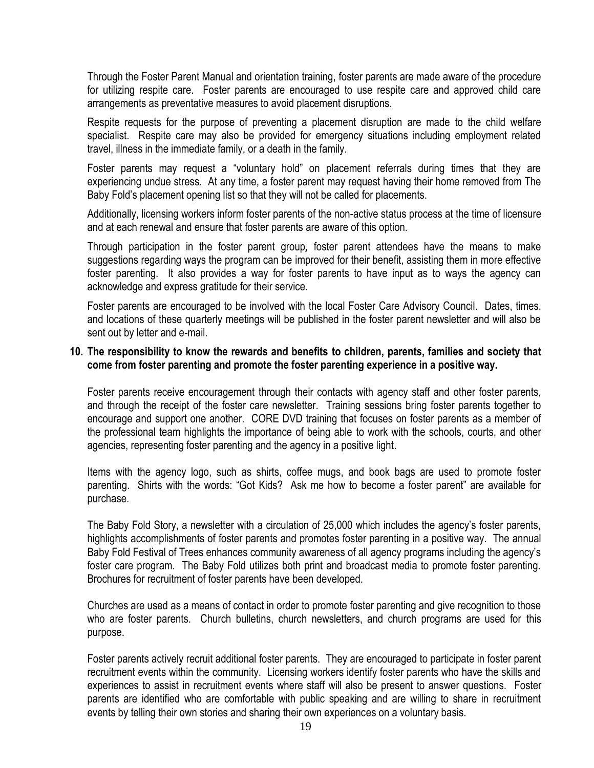Through the Foster Parent Manual and orientation training, foster parents are made aware of the procedure for utilizing respite care. Foster parents are encouraged to use respite care and approved child care arrangements as preventative measures to avoid placement disruptions.

Respite requests for the purpose of preventing a placement disruption are made to the child welfare specialist. Respite care may also be provided for emergency situations including employment related travel, illness in the immediate family, or a death in the family.

Foster parents may request a "voluntary hold" on placement referrals during times that they are experiencing undue stress. At any time, a foster parent may request having their home removed from The Baby Fold's placement opening list so that they will not be called for placements.

Additionally, licensing workers inform foster parents of the non-active status process at the time of licensure and at each renewal and ensure that foster parents are aware of this option.

Through participation in the foster parent group, foster parent attendees have the means to make suggestions regarding ways the program can be improved for their benefit, assisting them in more effective foster parenting. It also provides a way for foster parents to have input as to ways the agency can acknowledge and express gratitude for their service.

Foster parents are encouraged to be involved with the local Foster Care Advisory Council. Dates, times, and locations of these quarterly meetings will be published in the foster parent newsletter and will also be sent out by letter and e-mail.

**10. The responsibility to know the rewards and benefits to children, parents, families and society that come from foster parenting and promote the foster parenting experience in a positive way.**

Foster parents receive encouragement through their contacts with agency staff and other foster parents, and through the receipt of the foster care newsletter. Training sessions bring foster parents together to encourage and support one another. CORE DVD training that focuses on foster parents as a member of the professional team highlights the importance of being able to work with the schools, courts, and other agencies, representing foster parenting and the agency in a positive light.

Items with the agency logo, such as shirts, coffee mugs, and book bags are used to promote foster parenting. Shirts with the words: "Got Kids? Ask me how to become a foster parent" are available for purchase.

The Baby Fold Story, a newsletter with a circulation of 25,000 which includes the agency's foster parents, highlights accomplishments of foster parents and promotes foster parenting in a positive way. The annual Baby Fold Festival of Trees enhances community awareness of all agency programs including the agency's foster care program. The Baby Fold utilizes both print and broadcast media to promote foster parenting. Brochures for recruitment of foster parents have been developed.

Churches are used as a means of contact in order to promote foster parenting and give recognition to those who are foster parents. Church bulletins, church newsletters, and church programs are used for this purpose.

Foster parents actively recruit additional foster parents. They are encouraged to participate in foster parent recruitment events within the community. Licensing workers identify foster parents who have the skills and experiences to assist in recruitment events where staff will also be present to answer questions. Foster parents are identified who are comfortable with public speaking and are willing to share in recruitment events by telling their own stories and sharing their own experiences on a voluntary basis.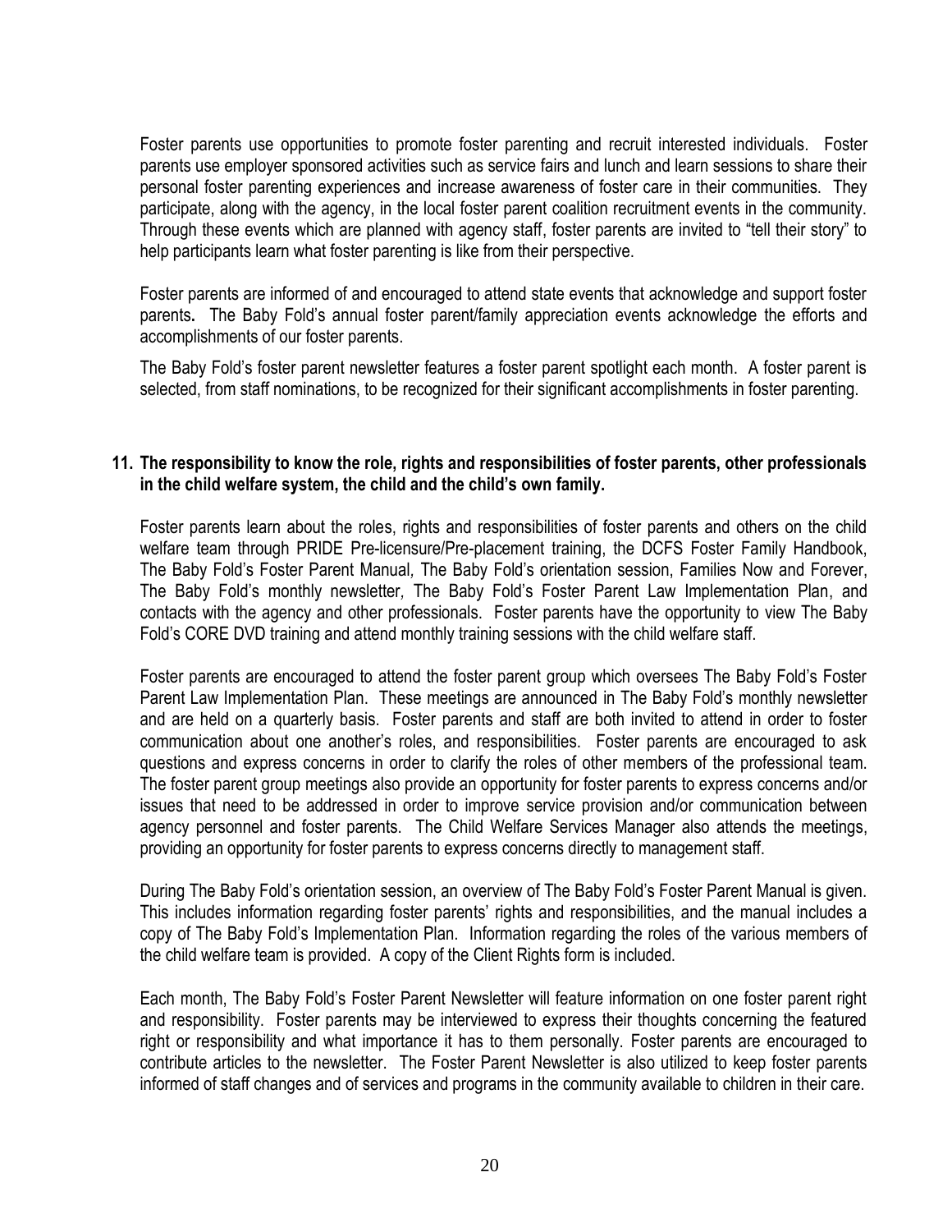Foster parents use opportunities to promote foster parenting and recruit interested individuals. Foster parents use employer sponsored activities such as service fairs and lunch and learn sessions to share their personal foster parenting experiences and increase awareness of foster care in their communities. They participate, along with the agency, in the local foster parent coalition recruitment events in the community. Through these events which are planned with agency staff, foster parents are invited to "tell their story" to help participants learn what foster parenting is like from their perspective.

Foster parents are informed of and encouraged to attend state events that acknowledge and support foster parents**.** The Baby Fold's annual foster parent/family appreciation events acknowledge the efforts and accomplishments of our foster parents.

The Baby Fold's foster parent newsletter features a foster parent spotlight each month. A foster parent is selected, from staff nominations, to be recognized for their significant accomplishments in foster parenting.

**11. The responsibility to know the role, rights and responsibilities of foster parents, other professionals in the child welfare system, the child and the child's own family.**

Foster parents learn about the roles, rights and responsibilities of foster parents and others on the child welfare team through PRIDE Pre-licensure/Pre-placement training, the DCFS Foster Family Handbook, The Baby Fold's Foster Parent Manual, The Baby Fold's orientation session, Families Now and Forever, The Baby Fold's monthly newsletter, The Baby Fold's Foster Parent Law Implementation Plan, and contacts with the agency and other professionals. Foster parents have the opportunity to view The Baby Fold's CORE DVD training and attend monthly training sessions with the child welfare staff.

Foster parents are encouraged to attend the foster parent group which oversees The Baby Fold's Foster Parent Law Implementation Plan. These meetings are announced in The Baby Fold's monthly newsletter and are held on a quarterly basis. Foster parents and staff are both invited to attend in order to foster communication about one another's roles, and responsibilities. Foster parents are encouraged to ask questions and express concerns in order to clarify the roles of other members of the professional team. The foster parent group meetings also provide an opportunity for foster parents to express concerns and/or issues that need to be addressed in order to improve service provision and/or communication between agency personnel and foster parents. The Child Welfare Services Manager also attends the meetings, providing an opportunity for foster parents to express concerns directly to management staff.

During The Baby Fold's orientation session, an overview of The Baby Fold's Foster Parent Manual is given. This includes information regarding foster parents' rights and responsibilities, and the manual includes a copy of The Baby Fold's Implementation Plan. Information regarding the roles of the various members of the child welfare team is provided. A copy of the Client Rights form is included.

Each month, The Baby Fold's Foster Parent Newsletter will feature information on one foster parent right and responsibility. Foster parents may be interviewed to express their thoughts concerning the featured right or responsibility and what importance it has to them personally. Foster parents are encouraged to contribute articles to the newsletter. The Foster Parent Newsletter is also utilized to keep foster parents informed of staff changes and of services and programs in the community available to children in their care.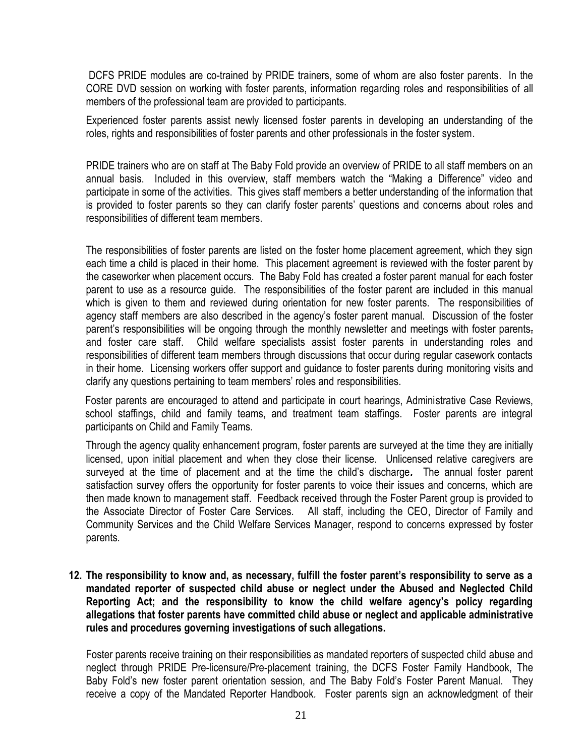DCFS PRIDE modules are co-trained by PRIDE trainers, some of whom are also foster parents. In the CORE DVD session on working with foster parents, information regarding roles and responsibilities of all members of the professional team are provided to participants.

Experienced foster parents assist newly licensed foster parents in developing an understanding of the roles, rights and responsibilities of foster parents and other professionals in the foster system.

PRIDE trainers who are on staff at The Baby Fold provide an overview of PRIDE to all staff members on an annual basis. Included in this overview, staff members watch the "Making a Difference" video and participate in some of the activities. This gives staff members a better understanding of the information that is provided to foster parents so they can clarify foster parents' questions and concerns about roles and responsibilities of different team members.

The responsibilities of foster parents are listed on the foster home placement agreement, which they sign each time a child is placed in their home. This placement agreement is reviewed with the foster parent by the caseworker when placement occurs. The Baby Fold has created a foster parent manual for each foster parent to use as a resource guide. The responsibilities of the foster parent are included in this manual which is given to them and reviewed during orientation for new foster parents. The responsibilities of agency staff members are also described in the agency's foster parent manual. Discussion of the foster parent's responsibilities will be ongoing through the monthly newsletter and meetings with foster parents, and foster care staff. Child welfare specialists assist foster parents in understanding roles and responsibilities of different team members through discussions that occur during regular casework contacts in their home. Licensing workers offer support and guidance to foster parents during monitoring visits and clarify any questions pertaining to team members' roles and responsibilities.

Foster parents are encouraged to attend and participate in court hearings, Administrative Case Reviews, school staffings, child and family teams, and treatment team staffings. Foster parents are integral participants on Child and Family Teams.

Through the agency quality enhancement program, foster parents are surveyed at the time they are initially licensed, upon initial placement and when they close their license. Unlicensed relative caregivers are surveyed at the time of placement and at the time the child's discharge*.* The annual foster parent satisfaction survey offers the opportunity for foster parents to voice their issues and concerns, which are then made known to management staff. Feedback received through the Foster Parent group is provided to the Associate Director of Foster Care Services. All staff, including the CEO, Director of Family and Community Services and the Child Welfare Services Manager, respond to concerns expressed by foster parents.

**12. The responsibility to know and, as necessary, fulfill the foster parent's responsibility to serve as a mandated reporter of suspected child abuse or neglect under the Abused and Neglected Child Reporting Act; and the responsibility to know the child welfare agency's policy regarding allegations that foster parents have committed child abuse or neglect and applicable administrative rules and procedures governing investigations of such allegations.**

Foster parents receive training on their responsibilities as mandated reporters of suspected child abuse and neglect through PRIDE Pre-licensure/Pre-placement training, the DCFS Foster Family Handbook, The Baby Fold's new foster parent orientation session, and The Baby Fold's Foster Parent Manual. They receive a copy of the Mandated Reporter Handbook. Foster parents sign an acknowledgment of their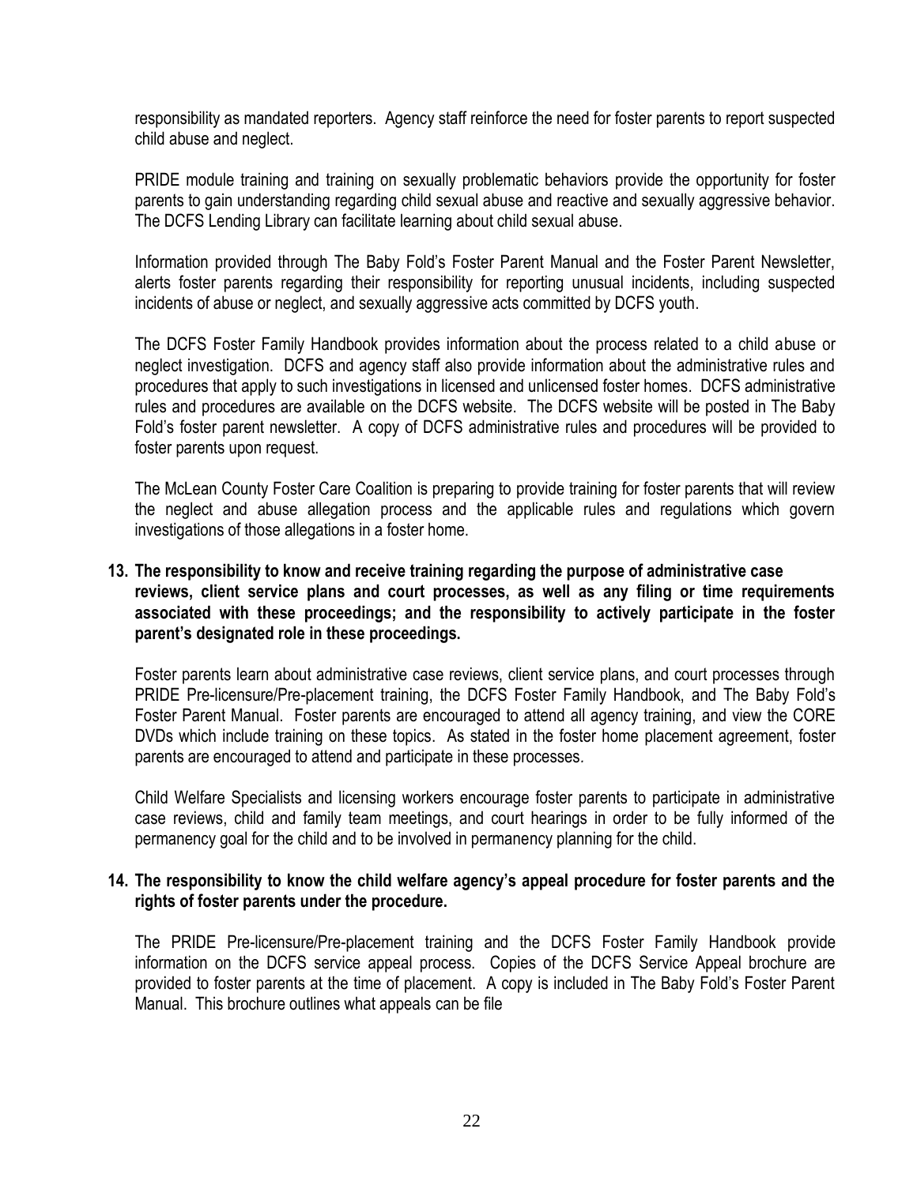responsibility as mandated reporters. Agency staff reinforce the need for foster parents to report suspected child abuse and neglect.

PRIDE module training and training on sexually problematic behaviors provide the opportunity for foster parents to gain understanding regarding child sexual abuse and reactive and sexually aggressive behavior. The DCFS Lending Library can facilitate learning about child sexual abuse.

Information provided through The Baby Fold's Foster Parent Manual and the Foster Parent Newsletter, alerts foster parents regarding their responsibility for reporting unusual incidents, including suspected incidents of abuse or neglect, and sexually aggressive acts committed by DCFS youth.

The DCFS Foster Family Handbook provides information about the process related to a child abuse or neglect investigation. DCFS and agency staff also provide information about the administrative rules and procedures that apply to such investigations in licensed and unlicensed foster homes. DCFS administrative rules and procedures are available on the DCFS website. The DCFS website will be posted in The Baby Fold's foster parent newsletter. A copy of DCFS administrative rules and procedures will be provided to foster parents upon request.

The McLean County Foster Care Coalition is preparing to provide training for foster parents that will review the neglect and abuse allegation process and the applicable rules and regulations which govern investigations of those allegations in a foster home.

**13. The responsibility to know and receive training regarding the purpose of administrative case reviews, client service plans and court processes, as well as any filing or time requirements associated with these proceedings; and the responsibility to actively participate in the foster parent's designated role in these proceedings.**

Foster parents learn about administrative case reviews, client service plans, and court processes through PRIDE Pre-licensure/Pre-placement training, the DCFS Foster Family Handbook, and The Baby Fold's Foster Parent Manual. Foster parents are encouraged to attend all agency training, and view the CORE DVDs which include training on these topics. As stated in the foster home placement agreement, foster parents are encouraged to attend and participate in these processes.

Child Welfare Specialists and licensing workers encourage foster parents to participate in administrative case reviews, child and family team meetings, and court hearings in order to be fully informed of the permanency goal for the child and to be involved in permanency planning for the child.

**14. The responsibility to know the child welfare agency's appeal procedure for foster parents and the rights of foster parents under the procedure.**

The PRIDE Pre-licensure/Pre-placement training and the DCFS Foster Family Handbook provide information on the DCFS service appeal process. Copies of the DCFS Service Appeal brochure are provided to foster parents at the time of placement. A copy is included in The Baby Fold's Foster Parent Manual. This brochure outlines what appeals can be file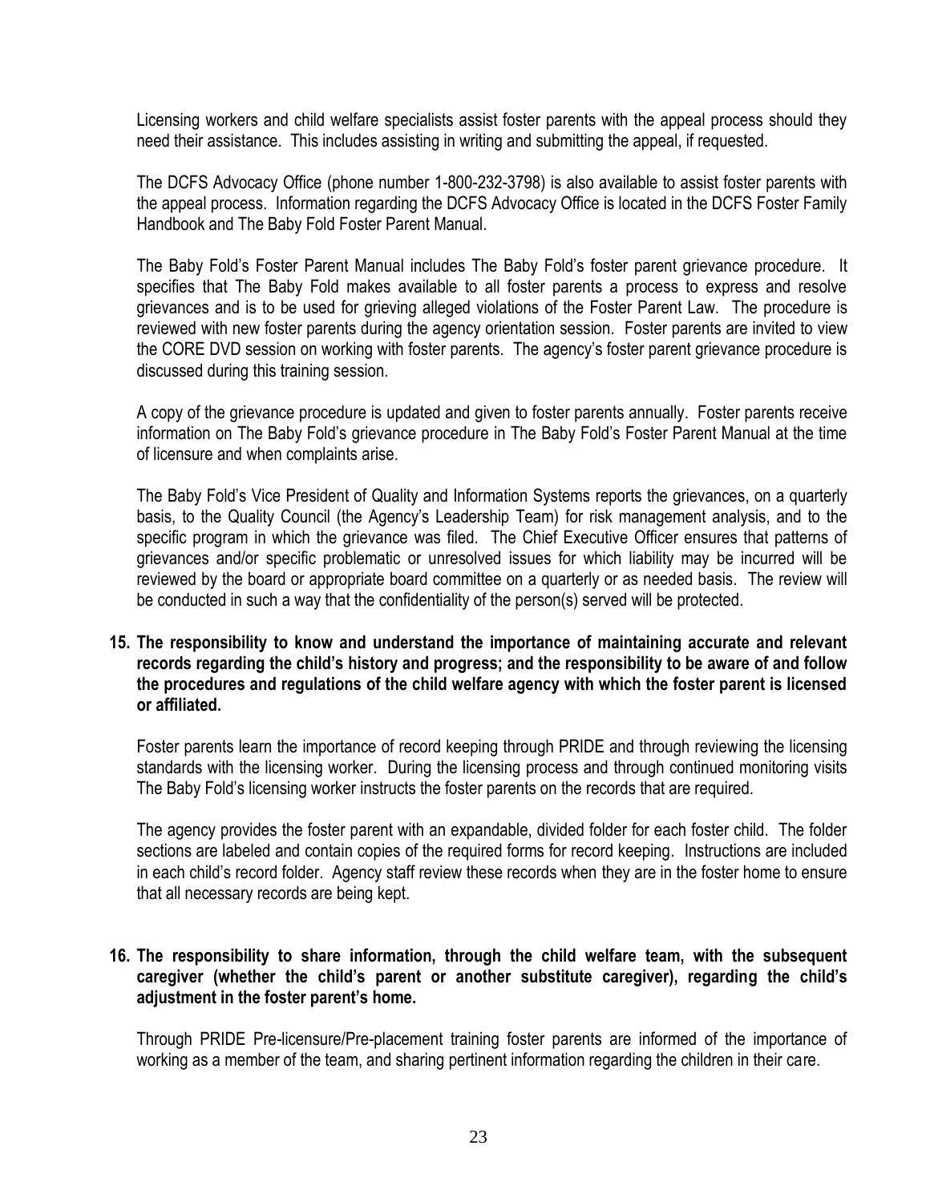Licensing workers and child welfare specialists assist foster parents with the appeal process should they need their assistance. This includes assisting in writing and submitting the appeal, if requested.

The DCFS Advocacy Office (phone number 1-800-232-3798) is also available to assist foster parents with the appeal process. Information regarding the DCFS Advocacy Office is located in the DCFS Foster Family Handbook and The Baby Fold Foster Parent Manual.

The Baby Fold's Foster Parent Manual includes The Baby Fold's foster parent grievance procedure. It specifies that The Baby Fold makes available to all foster parents a process to express and resolve grievances and is to be used for grieving alleged violations of the Foster Parent Law. The procedure is reviewed with new foster parents during the agency orientation session. Foster parents are invited to view the CORE DVD session on working with foster parents. The agency's foster parent grievance procedure is discussed during this training session.

A copy of the grievance procedure is updated and given to foster parents annually. Foster parents receive information on The Baby Fold's grievance procedure in The Baby Fold's Foster Parent Manual at the time of licensure and when complaints arise.

The Baby Fold's Vice President of Quality and Information Systems reports the grievances, on a quarterly basis, to the Quality Council (the Agency's Leadership Team) for risk management analysis, and to the specific program in which the grievance was filed. The Chief Executive Officer ensures that patterns of grievances and/or specific problematic or unresolved issues for which liability may be incurred will be reviewed by the board or appropriate board committee on a quarterly or as needed basis. The review will be conducted in such a way that the confidentiality of the person(s) served will be protected.

**15. The responsibility to know and understand the importance of maintaining accurate and relevant records regarding the child's history and progress; and the responsibility to be aware of and follow the procedures and regulations of the child welfare agency with which the foster parent is licensed or affiliated.**

Foster parents learn the importance of record keeping through PRIDE and through reviewing the licensing standards with the licensing worker. During the licensing process and through continued monitoring visits The Baby Fold's licensing worker instructs the foster parents on the records that are required.

The agency provides the foster parent with an expandable, divided folder for each foster child. The folder sections are labeled and contain copies of the required forms for record keeping. Instructions are included in each child's record folder. Agency staff review these records when they are in the foster home to ensure that all necessary records are being kept.

**16. The responsibility to share information, through the child welfare team, with the subsequent caregiver (whether the child's parent or another substitute caregiver), regarding the child's adjustment in the foster parent's home.**

Through PRIDE Pre-licensure/Pre-placement training foster parents are informed of the importance of working as a member of the team, and sharing pertinent information regarding the children in their care.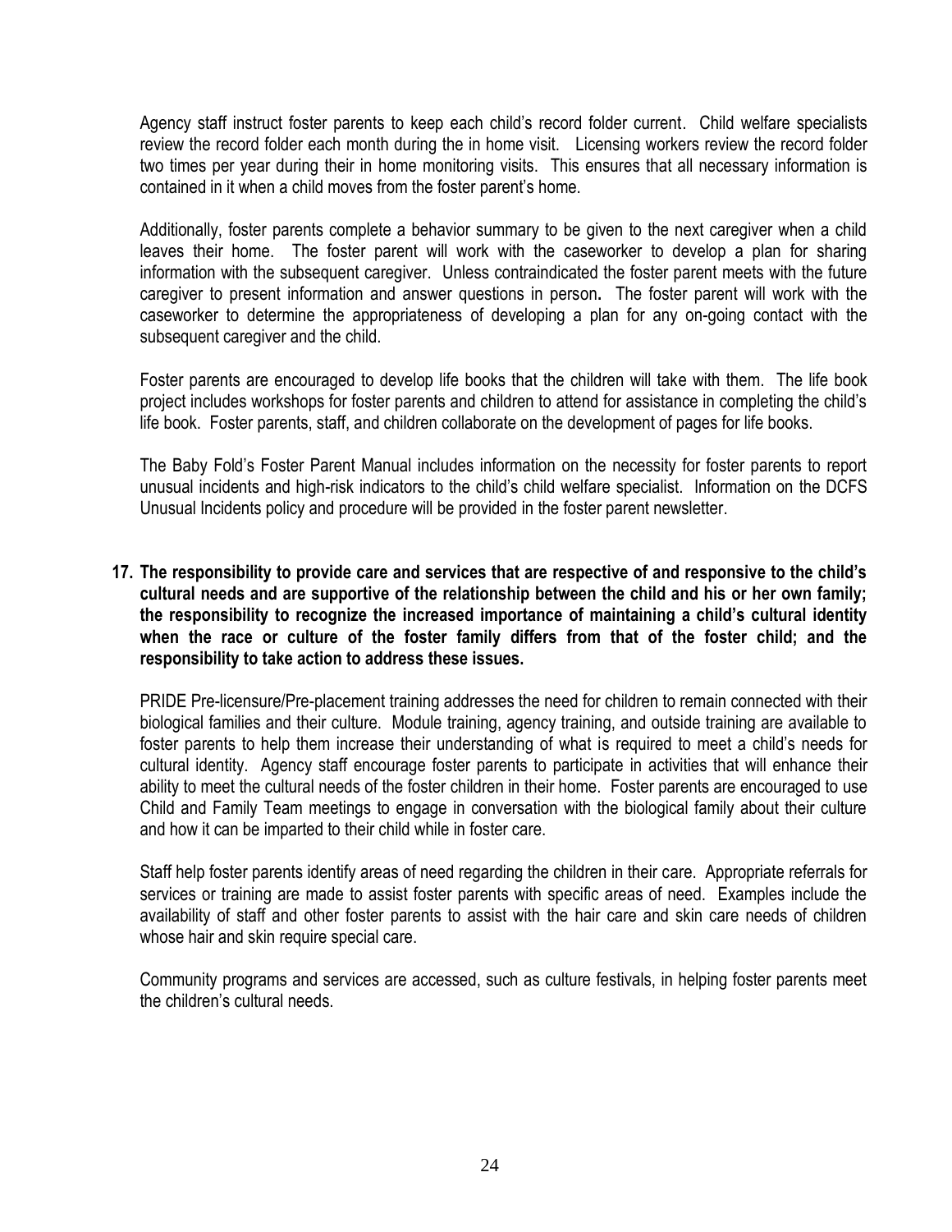Agency staff instruct foster parents to keep each child's record folder current. Child welfare specialists review the record folder each month during the in home visit. Licensing workers review the record folder two times per year during their in home monitoring visits. This ensures that all necessary information is contained in it when a child moves from the foster parent's home.

Additionally, foster parents complete a behavior summary to be given to the next caregiver when a child leaves their home. The foster parent will work with the caseworker to develop a plan for sharing information with the subsequent caregiver. Unless contraindicated the foster parent meets with the future caregiver to present information and answer questions in person**.** The foster parent will work with the caseworker to determine the appropriateness of developing a plan for any on-going contact with the subsequent caregiver and the child.

Foster parents are encouraged to develop life books that the children will take with them. The life book project includes workshops for foster parents and children to attend for assistance in completing the child's life book. Foster parents, staff, and children collaborate on the development of pages for life books.

The Baby Fold's Foster Parent Manual includes information on the necessity for foster parents to report unusual incidents and high-risk indicators to the child's child welfare specialist. Information on the DCFS Unusual Incidents policy and procedure will be provided in the foster parent newsletter.

**17. The responsibility to provide care and services that are respective of and responsive to the child's cultural needs and are supportive of the relationship between the child and his or her own family; the responsibility to recognize the increased importance of maintaining a child's cultural identity when the race or culture of the foster family differs from that of the foster child; and the responsibility to take action to address these issues.**

PRIDE Pre-licensure/Pre-placement training addresses the need for children to remain connected with their biological families and their culture. Module training, agency training, and outside training are available to foster parents to help them increase their understanding of what is required to meet a child's needs for cultural identity. Agency staff encourage foster parents to participate in activities that will enhance their ability to meet the cultural needs of the foster children in their home. Foster parents are encouraged to use Child and Family Team meetings to engage in conversation with the biological family about their culture and how it can be imparted to their child while in foster care.

Staff help foster parents identify areas of need regarding the children in their care. Appropriate referrals for services or training are made to assist foster parents with specific areas of need. Examples include the availability of staff and other foster parents to assist with the hair care and skin care needs of children whose hair and skin require special care.

Community programs and services are accessed, such as culture festivals, in helping foster parents meet the children's cultural needs.